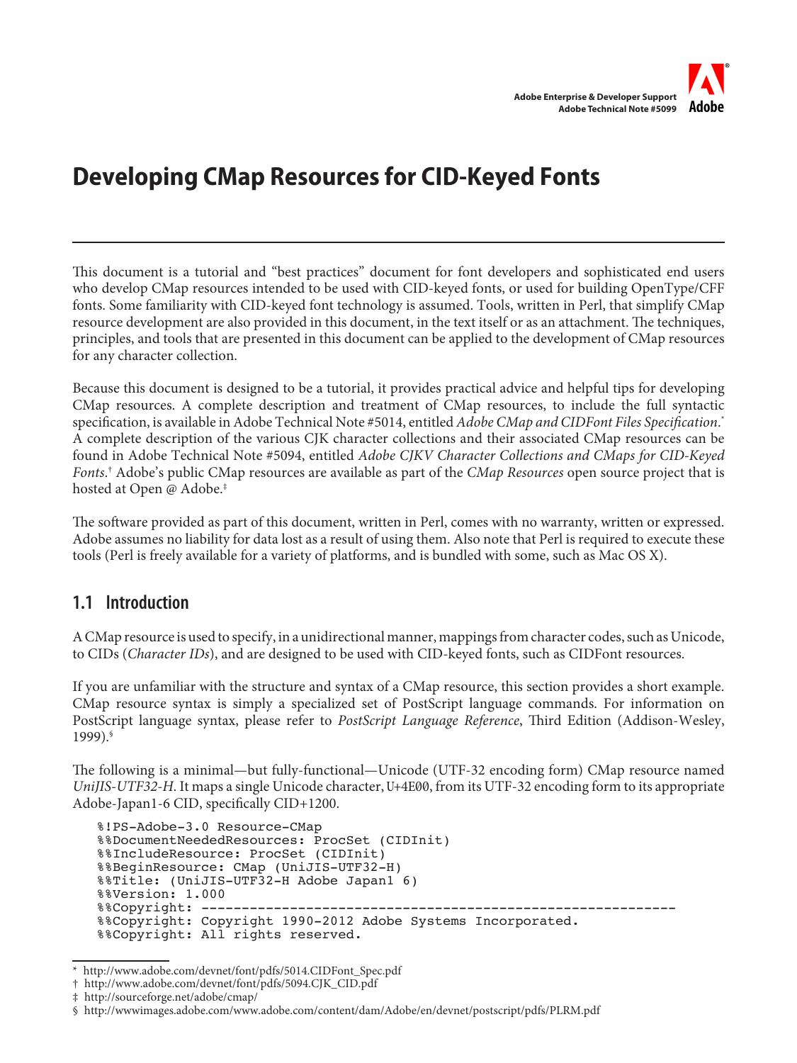Adobe Enterprise & Developer Support
Adobe Technical Note #5099

# Developing CMap Resources for CID-Keyed Fonts

This document is a tutorial and "best practices" document for font developers and sophisticated end users who develop CMap resources intended to be used with CID-keyed fonts, or used for building OpenType/CFF fonts. Some familiarity with CID-keyed font technology is assumed. Tools, written in Perl, that simplify CMap resource development are also provided in this document, in the text itself or as an attachment. The techniques, principles, and tools that are presented in this document can be applied to the development of CMap resources for any character collection.

Because this document is designed to be a tutorial, it provides practical advice and helpful tips for developing CMap resources. A complete description and treatment of CMap resources, to include the full syntactic specification, is available in Adobe Technical Note #5014, entitled *Adobe CMap and CIDFont Files Specification*.* A complete description of the various CJK character collections and their associated CMap resources can be found in Adobe Technical Note #5094, entitled *Adobe CJKV Character Collections and CMaps for CID-Keyed Fonts*.† Adobe's public CMap resources are available as part of the *CMap Resources* open source project that is hosted at Open @ Adobe.‡

The software provided as part of this document, written in Perl, comes with no warranty, written or expressed. Adobe assumes no liability for data lost as a result of using them. Also note that Perl is required to execute these tools (Perl is freely available for a variety of platforms, and is bundled with some, such as Mac OS X).

## 1.1 Introduction

A CMap resource is used to specify, in a unidirectional manner, mappings from character codes, such as Unicode, to CIDs (*Character IDs*), and are designed to be used with CID-keyed fonts, such as CIDFont resources.

If you are unfamiliar with the structure and syntax of a CMap resource, this section provides a short example. CMap resource syntax is simply a specialized set of PostScript language commands. For information on PostScript language syntax, please refer to *PostScript Language Reference*, Third Edition (Addison-Wesley, 1999).§

The following is a minimal—but fully-functional—Unicode (UTF-32 encoding form) CMap resource named *UniJIS-UTF32-H*. It maps a single Unicode character, U+4E00, from its UTF-32 encoding form to its appropriate Adobe-Japan1-6 CID, specifically CID+1200.

```
%!PS-Adobe-3.0 Resource-CMap
%%DocumentNeededResources: ProcSet (CIDInit)
%%IncludeResource: ProcSet (CIDInit)
%%BeginResource: CMap (UniJIS-UTF32-H)
%%Title: (UniJIS-UTF32-H Adobe Japan1 6)
%%Version: 1.000
%%Copyright: -----------------------------------------------------------
%%Copyright: Copyright 1990-2012 Adobe Systems Incorporated.
%%Copyright: All rights reserved.
```

* http://www.adobe.com/devnet/font/pdfs/5014.CIDFont_Spec.pdf
† http://www.adobe.com/devnet/font/pdfs/5094.CJK_CID.pdf
‡ http://sourceforge.net/adobe/cmap/
§ http://wwwimages.adobe.com/www.adobe.com/content/dam/Adobe/en/devnet/postscript/pdfs/PLRM.pdf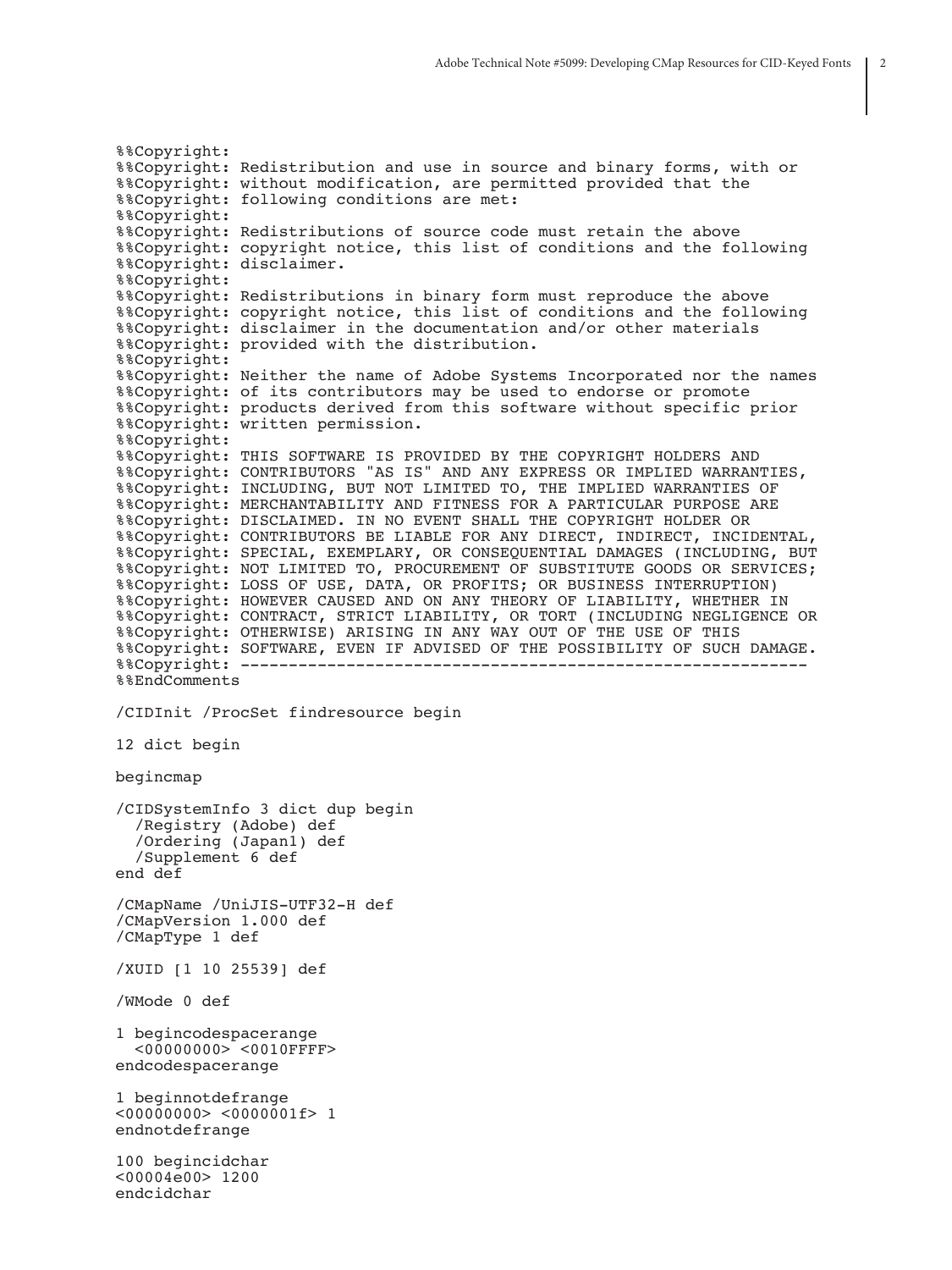```
%%Copyright:
%%Copyright: Redistribution and use in source and binary forms, with or
%%Copyright: without modification, are permitted provided that the
%%Copyright: following conditions are met:
%%Copyright:
%%Copyright: Redistributions of source code must retain the above
%%Copyright: copyright notice, this list of conditions and the following
%%Copyright: disclaimer.
%%Copyright:
%%Copyright: Redistributions in binary form must reproduce the above
%%Copyright: copyright notice, this list of conditions and the following
%%Copyright: disclaimer in the documentation and/or other materials
%%Copyright: provided with the distribution.
%%Copyright:
%%Copyright: Neither the name of Adobe Systems Incorporated nor the names
%%Copyright: of its contributors may be used to endorse or promote
%%Copyright: products derived from this software without specific prior
%%Copyright: written permission.
%%Copyright:
%%Copyright: THIS SOFTWARE IS PROVIDED BY THE COPYRIGHT HOLDERS AND
%%Copyright: CONTRIBUTORS "AS IS" AND ANY EXPRESS OR IMPLIED WARRANTIES,
%%Copyright: INCLUDING, BUT NOT LIMITED TO, THE IMPLIED WARRANTIES OF
%%Copyright: MERCHANTABILITY AND FITNESS FOR A PARTICULAR PURPOSE ARE
%%Copyright: DISCLAIMED. IN NO EVENT SHALL THE COPYRIGHT HOLDER OR
%%Copyright: CONTRIBUTORS BE LIABLE FOR ANY DIRECT, INDIRECT, INCIDENTAL,
%%Copyright: SPECIAL, EXEMPLARY, OR CONSEQUENTIAL DAMAGES (INCLUDING, BUT
%%Copyright: NOT LIMITED TO, PROCUREMENT OF SUBSTITUTE GOODS OR SERVICES;
%%Copyright: LOSS OF USE, DATA, OR PROFITS; OR BUSINESS INTERRUPTION)
%%Copyright: HOWEVER CAUSED AND ON ANY THEORY OF LIABILITY, WHETHER IN
%%Copyright: CONTRACT, STRICT LIABILITY, OR TORT (INCLUDING NEGLIGENCE OR
%%Copyright: OTHERWISE) ARISING IN ANY WAY OUT OF THE USE OF THIS
%%Copyright: SOFTWARE, EVEN IF ADVISED OF THE POSSIBILITY OF SUCH DAMAGE.
%%Copyright: -----------------------------------------------------------
%%EndComments

/CIDInit /ProcSet findresource begin

12 dict begin

begincmap

/CIDSystemInfo 3 dict dup begin
  /Registry (Adobe) def
  /Ordering (Japan1) def
  /Supplement 6 def
end def

/CMapName /UniJIS-UTF32-H def
/CMapVersion 1.000 def
/CMapType 1 def

/XUID [1 10 25539] def

/WMode 0 def

1 begincodespacerange
  <00000000> <0010FFFF>
endcodespacerange

1 beginnotdefrange
<00000000> <0000001f> 1
endnotdefrange

100 begincidchar
<00004e00> 1200
endcidchar
```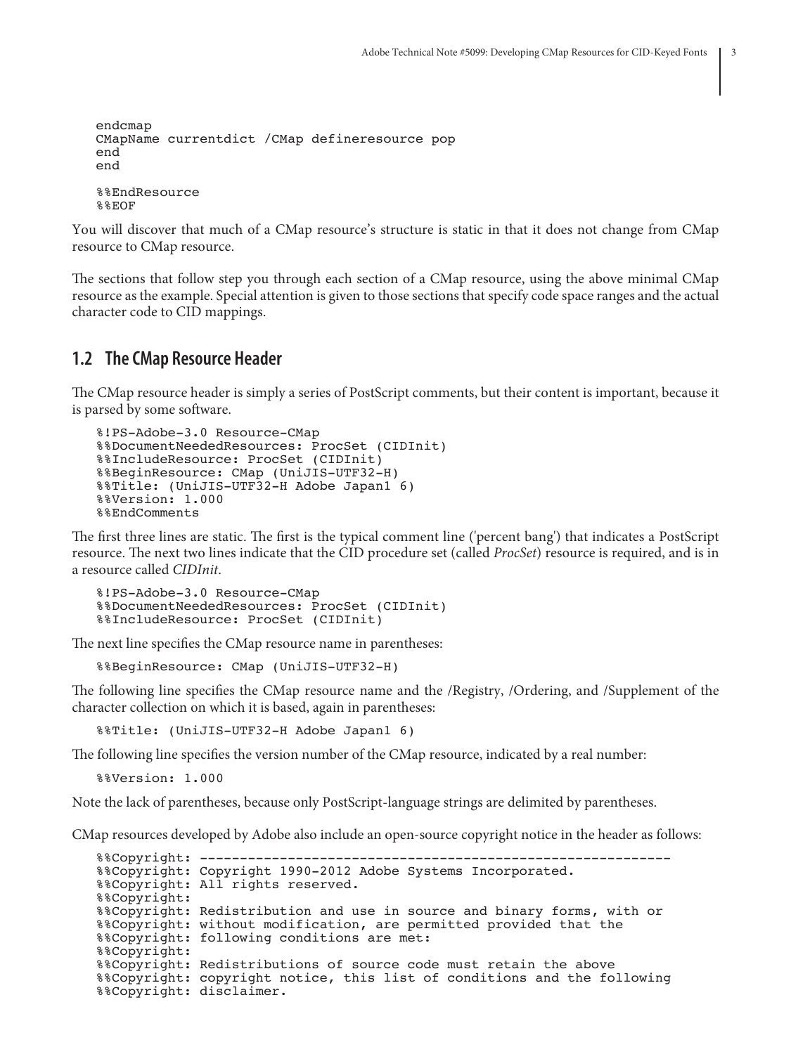```
endcmap
CMapName currentdict /CMap defineresource pop
end
end

%%EndResource
%%EOF
```

You will discover that much of a CMap resource's structure is static in that it does not change from CMap resource to CMap resource.

The sections that follow step you through each section of a CMap resource, using the above minimal CMap resource as the example. Special attention is given to those sections that specify code space ranges and the actual character code to CID mappings.

## 1.2 The CMap Resource Header

The CMap resource header is simply a series of PostScript comments, but their content is important, because it is parsed by some software.

```
%!PS-Adobe-3.0 Resource-CMap
%%DocumentNeededResources: ProcSet (CIDInit)
%%IncludeResource: ProcSet (CIDInit)
%%BeginResource: CMap (UniJIS-UTF32-H)
%%Title: (UniJIS-UTF32-H Adobe Japan1 6)
%%Version: 1.000
%%EndComments
```

The first three lines are static. The first is the typical comment line ('percent bang') that indicates a PostScript resource. The next two lines indicate that the CID procedure set (called *ProcSet*) resource is required, and is in a resource called *CIDInit*.

```
%!PS-Adobe-3.0 Resource-CMap
%%DocumentNeededResources: ProcSet (CIDInit)
%%IncludeResource: ProcSet (CIDInit)
```

The next line specifies the CMap resource name in parentheses:

```
%%BeginResource: CMap (UniJIS-UTF32-H)
```

The following line specifies the CMap resource name and the /Registry, /Ordering, and /Supplement of the character collection on which it is based, again in parentheses:

```
%%Title: (UniJIS-UTF32-H Adobe Japan1 6)
```

The following line specifies the version number of the CMap resource, indicated by a real number:

```
%%Version: 1.000
```

Note the lack of parentheses, because only PostScript-language strings are delimited by parentheses.

CMap resources developed by Adobe also include an open-source copyright notice in the header as follows:

```
%%Copyright: -----------------------------------------------------------
%%Copyright: Copyright 1990-2012 Adobe Systems Incorporated.
%%Copyright: All rights reserved.
%%Copyright:
%%Copyright: Redistribution and use in source and binary forms, with or
%%Copyright: without modification, are permitted provided that the
%%Copyright: following conditions are met:
%%Copyright:
%%Copyright: Redistributions of source code must retain the above
%%Copyright: copyright notice, this list of conditions and the following
%%Copyright: disclaimer.
```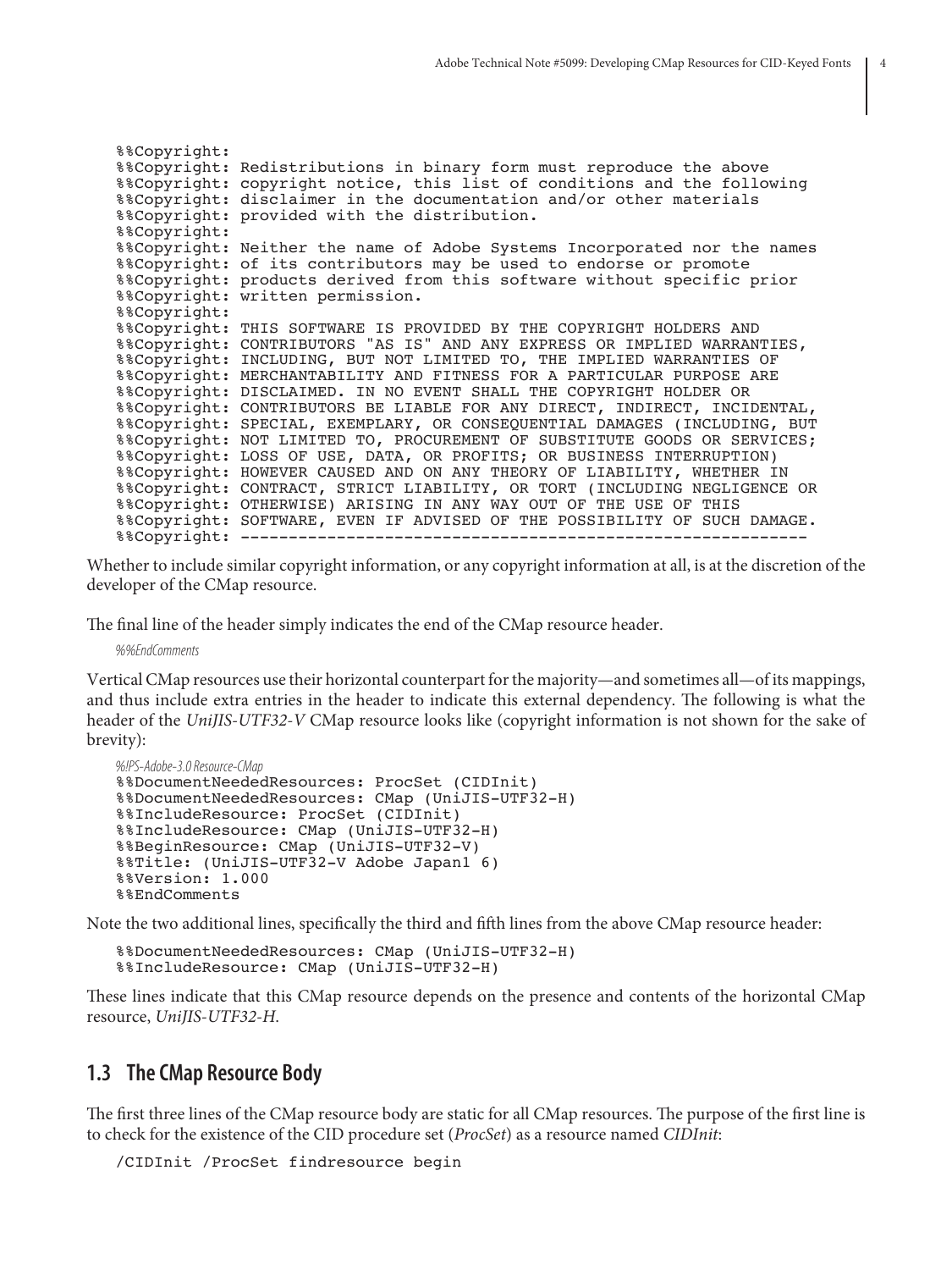```
%%Copyright:
%%Copyright: Redistributions in binary form must reproduce the above
%%Copyright: copyright notice, this list of conditions and the following
%%Copyright: disclaimer in the documentation and/or other materials
%%Copyright: provided with the distribution.
%%Copyright:
%%Copyright: Neither the name of Adobe Systems Incorporated nor the names
%%Copyright: of its contributors may be used to endorse or promote
%%Copyright: products derived from this software without specific prior
%%Copyright: written permission.
%%Copyright:
%%Copyright: THIS SOFTWARE IS PROVIDED BY THE COPYRIGHT HOLDERS AND
%%Copyright: CONTRIBUTORS "AS IS" AND ANY EXPRESS OR IMPLIED WARRANTIES,
%%Copyright: INCLUDING, BUT NOT LIMITED TO, THE IMPLIED WARRANTIES OF
%%Copyright: MERCHANTABILITY AND FITNESS FOR A PARTICULAR PURPOSE ARE
%%Copyright: DISCLAIMED. IN NO EVENT SHALL THE COPYRIGHT HOLDER OR
%%Copyright: CONTRIBUTORS BE LIABLE FOR ANY DIRECT, INDIRECT, INCIDENTAL,
%%Copyright: SPECIAL, EXEMPLARY, OR CONSEQUENTIAL DAMAGES (INCLUDING, BUT
%%Copyright: NOT LIMITED TO, PROCUREMENT OF SUBSTITUTE GOODS OR SERVICES;
%%Copyright: LOSS OF USE, DATA, OR PROFITS; OR BUSINESS INTERRUPTION)
%%Copyright: HOWEVER CAUSED AND ON ANY THEORY OF LIABILITY, WHETHER IN
%%Copyright: CONTRACT, STRICT LIABILITY, OR TORT (INCLUDING NEGLIGENCE OR
%%Copyright: OTHERWISE) ARISING IN ANY WAY OUT OF THE USE OF THIS
%%Copyright: SOFTWARE, EVEN IF ADVISED OF THE POSSIBILITY OF SUCH DAMAGE.
%%Copyright: -----------------------------------------------------------
```

Whether to include similar copyright information, or any copyright information at all, is at the discretion of the developer of the CMap resource.

The final line of the header simply indicates the end of the CMap resource header.

```
%%EndComments
```

Vertical CMap resources use their horizontal counterpart for the majority—and sometimes all—of its mappings, and thus include extra entries in the header to indicate this external dependency. The following is what the header of the *UniJIS-UTF32-V* CMap resource looks like (copyright information is not shown for the sake of brevity):

```
%!PS-Adobe-3.0 Resource-CMap
%%DocumentNeededResources: ProcSet (CIDInit)
%%DocumentNeededResources: CMap (UniJIS-UTF32-H)
%%IncludeResource: ProcSet (CIDInit)
%%IncludeResource: CMap (UniJIS-UTF32-H)
%%BeginResource: CMap (UniJIS-UTF32-V)
%%Title: (UniJIS-UTF32-V Adobe Japan1 6)
%%Version: 1.000
%%EndComments
```

Note the two additional lines, specifically the third and fifth lines from the above CMap resource header:

```
%%DocumentNeededResources: CMap (UniJIS-UTF32-H)
%%IncludeResource: CMap (UniJIS-UTF32-H)
```

These lines indicate that this CMap resource depends on the presence and contents of the horizontal CMap resource, *UniJIS-UTF32-H*.

## 1.3 The CMap Resource Body

The first three lines of the CMap resource body are static for all CMap resources. The purpose of the first line is to check for the existence of the CID procedure set (*ProcSet*) as a resource named *CIDInit*:

```
/CIDInit /ProcSet findresource begin
```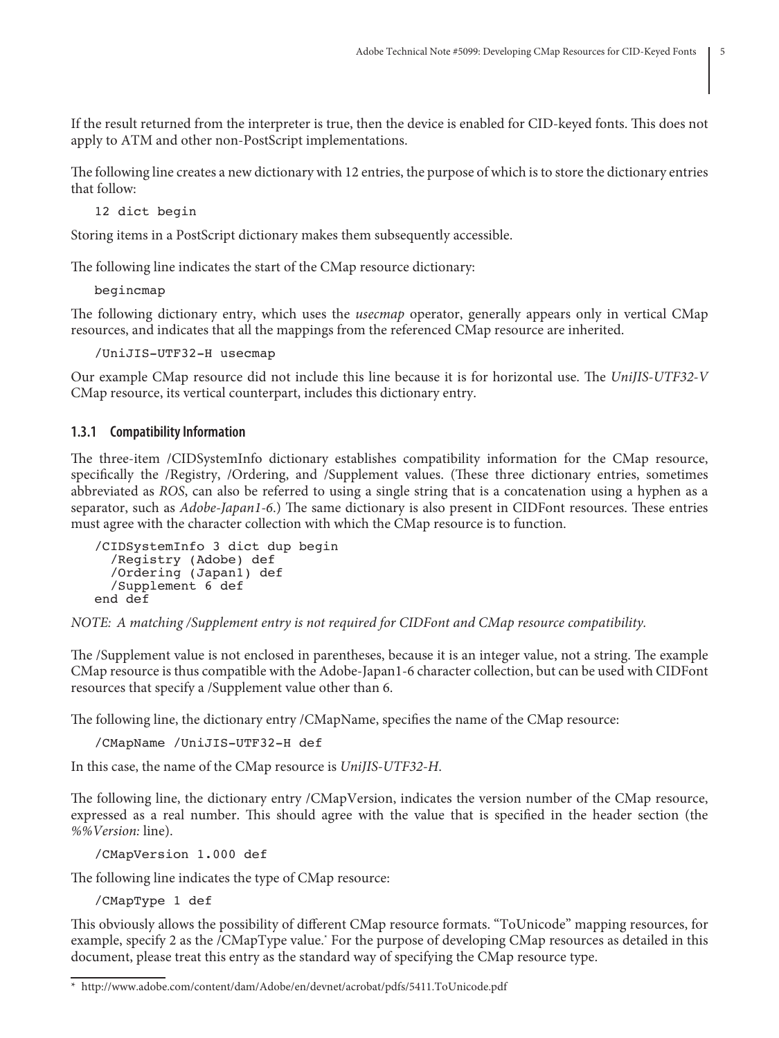If the result returned from the interpreter is true, then the device is enabled for CID-keyed fonts. This does not apply to ATM and other non-PostScript implementations.

The following line creates a new dictionary with 12 entries, the purpose of which is to store the dictionary entries that follow:

```
12 dict begin
```

Storing items in a PostScript dictionary makes them subsequently accessible.

The following line indicates the start of the CMap resource dictionary:

```
begincmap
```

The following dictionary entry, which uses the *usecmap* operator, generally appears only in vertical CMap resources, and indicates that all the mappings from the referenced CMap resource are inherited.

```
/UniJIS-UTF32-H usecmap
```

Our example CMap resource did not include this line because it is for horizontal use. The *UniJIS-UTF32-V* CMap resource, its vertical counterpart, includes this dictionary entry.

### 1.3.1 Compatibility Information

The three-item /CIDSystemInfo dictionary establishes compatibility information for the CMap resource, specifically the /Registry, /Ordering, and /Supplement values. (These three dictionary entries, sometimes abbreviated as *ROS*, can also be referred to using a single string that is a concatenation using a hyphen as a separator, such as *Adobe-Japan1-6*.) The same dictionary is also present in CIDFont resources. These entries must agree with the character collection with which the CMap resource is to function.

```
/CIDSystemInfo 3 dict dup begin
  /Registry (Adobe) def
  /Ordering (Japan1) def
  /Supplement 6 def
end def
```

*NOTE: A matching /Supplement entry is not required for CIDFont and CMap resource compatibility.*

The /Supplement value is not enclosed in parentheses, because it is an integer value, not a string. The example CMap resource is thus compatible with the Adobe-Japan1-6 character collection, but can be used with CIDFont resources that specify a /Supplement value other than 6.

The following line, the dictionary entry /CMapName, specifies the name of the CMap resource:

```
/CMapName /UniJIS-UTF32-H def
```

In this case, the name of the CMap resource is *UniJIS-UTF32-H*.

The following line, the dictionary entry /CMapVersion, indicates the version number of the CMap resource, expressed as a real number. This should agree with the value that is specified in the header section (the *%%Version:* line).

```
/CMapVersion 1.000 def
```

The following line indicates the type of CMap resource:

```
/CMapType 1 def
```

This obviously allows the possibility of different CMap resource formats. "ToUnicode" mapping resources, for example, specify 2 as the /CMapType value.* For the purpose of developing CMap resources as detailed in this document, please treat this entry as the standard way of specifying the CMap resource type.

* http://www.adobe.com/content/dam/Adobe/en/devnet/acrobat/pdfs/5411.ToUnicode.pdf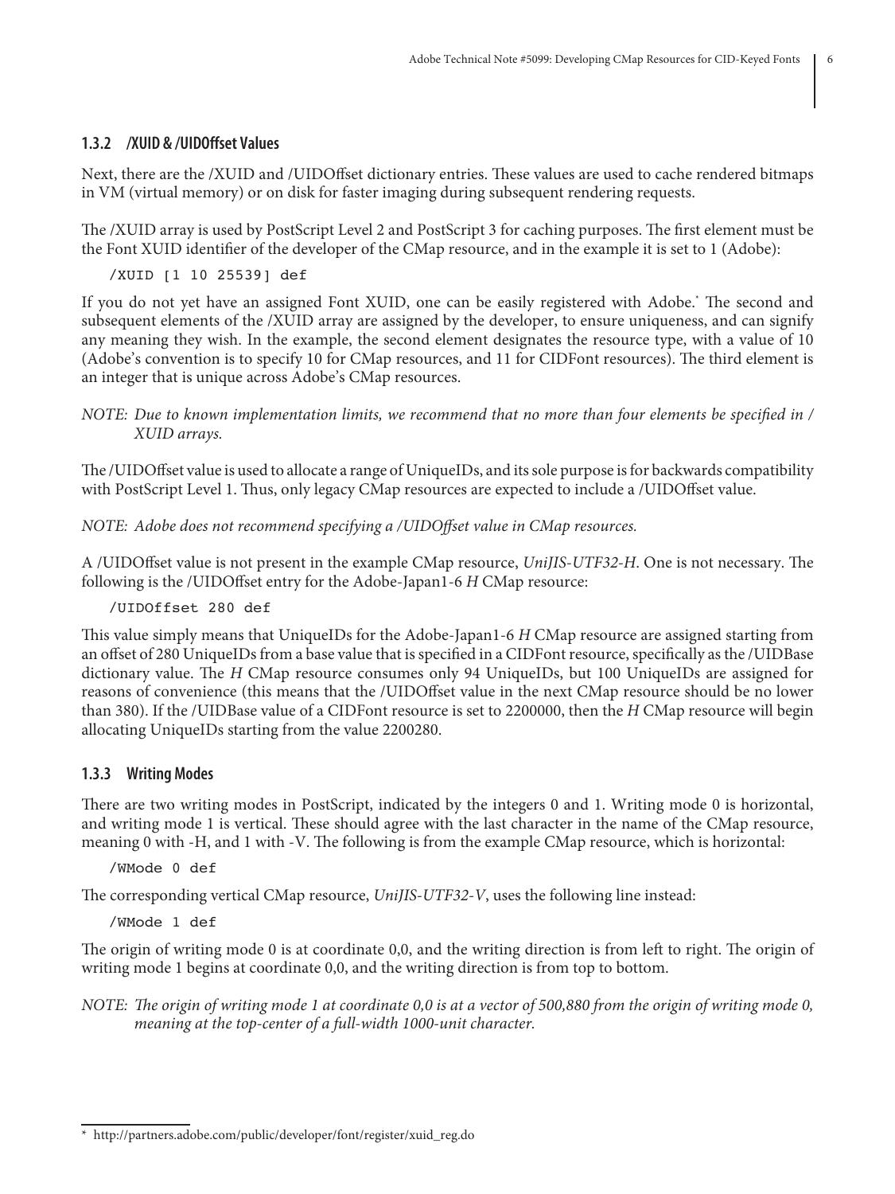### 1.3.2 /XUID & /UIDOffset Values

Next, there are the /XUID and /UIDOffset dictionary entries. These values are used to cache rendered bitmaps in VM (virtual memory) or on disk for faster imaging during subsequent rendering requests.

The /XUID array is used by PostScript Level 2 and PostScript 3 for caching purposes. The first element must be the Font XUID identifier of the developer of the CMap resource, and in the example it is set to 1 (Adobe):

```
/XUID [1 10 25539] def
```

If you do not yet have an assigned Font XUID, one can be easily registered with Adobe.[*] The second and subsequent elements of the /XUID array are assigned by the developer, to ensure uniqueness, and can signify any meaning they wish. In the example, the second element designates the resource type, with a value of 10 (Adobe's convention is to specify 10 for CMap resources, and 11 for CIDFont resources). The third element is an integer that is unique across Adobe's CMap resources.

*NOTE: Due to known implementation limits, we recommend that no more than four elements be specified in /XUID arrays.*

The /UIDOffset value is used to allocate a range of UniqueIDs, and its sole purpose is for backwards compatibility with PostScript Level 1. Thus, only legacy CMap resources are expected to include a /UIDOffset value.

*NOTE: Adobe does not recommend specifying a /UIDOffset value in CMap resources.*

A /UIDOffset value is not present in the example CMap resource, *UniJIS-UTF32-H*. One is not necessary. The following is the /UIDOffset entry for the Adobe-Japan1-6 *H* CMap resource:

```
/UIDOffset 280 def
```

This value simply means that UniqueIDs for the Adobe-Japan1-6 *H* CMap resource are assigned starting from an offset of 280 UniqueIDs from a base value that is specified in a CIDFont resource, specifically as the /UIDBase dictionary value. The *H* CMap resource consumes only 94 UniqueIDs, but 100 UniqueIDs are assigned for reasons of convenience (this means that the /UIDOffset value in the next CMap resource should be no lower than 380). If the /UIDBase value of a CIDFont resource is set to 2200000, then the *H* CMap resource will begin allocating UniqueIDs starting from the value 2200280.

### 1.3.3 Writing Modes

There are two writing modes in PostScript, indicated by the integers 0 and 1. Writing mode 0 is horizontal, and writing mode 1 is vertical. These should agree with the last character in the name of the CMap resource, meaning 0 with -H, and 1 with -V. The following is from the example CMap resource, which is horizontal:

```
/WMode 0 def
```

The corresponding vertical CMap resource, *UniJIS-UTF32-V*, uses the following line instead:

```
/WMode 1 def
```

The origin of writing mode 0 is at coordinate 0,0, and the writing direction is from left to right. The origin of writing mode 1 begins at coordinate 0,0, and the writing direction is from top to bottom.

*NOTE: The origin of writing mode 1 at coordinate 0,0 is at a vector of 500,880 from the origin of writing mode 0, meaning at the top-center of a full-width 1000-unit character.*

---

[*] http://partners.adobe.com/public/developer/font/register/xuid_reg.do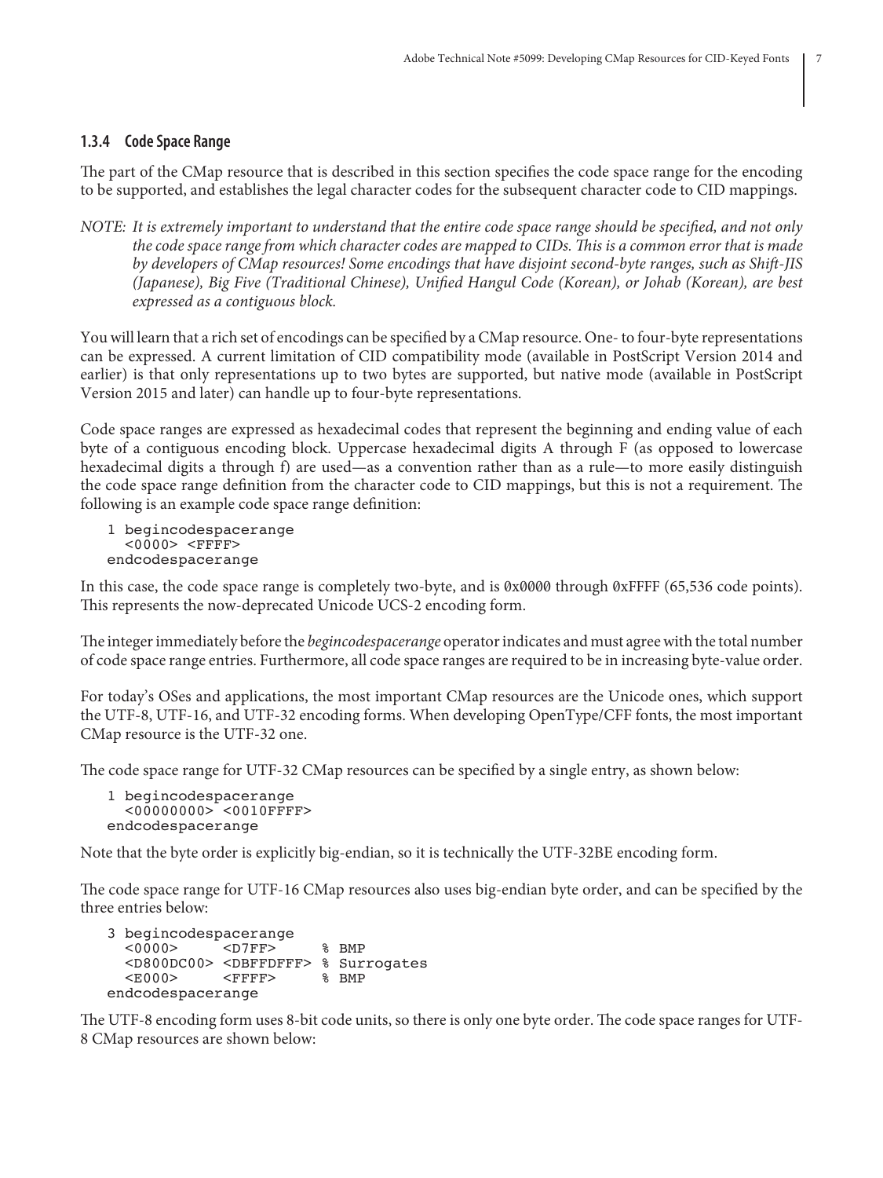### 1.3.4 Code Space Range

The part of the CMap resource that is described in this section specifies the code space range for the encoding to be supported, and establishes the legal character codes for the subsequent character code to CID mappings.

*NOTE: It is extremely important to understand that the entire code space range should be specified, and not only the code space range from which character codes are mapped to CIDs. This is a common error that is made by developers of CMap resources! Some encodings that have disjoint second-byte ranges, such as Shift-JIS (Japanese), Big Five (Traditional Chinese), Unified Hangul Code (Korean), or Johab (Korean), are best expressed as a contiguous block.*

You will learn that a rich set of encodings can be specified by a CMap resource. One- to four-byte representations can be expressed. A current limitation of CID compatibility mode (available in PostScript Version 2014 and earlier) is that only representations up to two bytes are supported, but native mode (available in PostScript Version 2015 and later) can handle up to four-byte representations.

Code space ranges are expressed as hexadecimal codes that represent the beginning and ending value of each byte of a contiguous encoding block. Uppercase hexadecimal digits A through F (as opposed to lowercase hexadecimal digits a through f) are used—as a convention rather than as a rule—to more easily distinguish the code space range definition from the character code to CID mappings, but this is not a requirement. The following is an example code space range definition:

```
1 begincodespacerange
  <0000> <FFFF>
endcodespacerange
```

In this case, the code space range is completely two-byte, and is `0x0000` through `0xFFFF` (65,536 code points). This represents the now-deprecated Unicode UCS-2 encoding form.

The integer immediately before the *begincodespacerange* operator indicates and must agree with the total number of code space range entries. Furthermore, all code space ranges are required to be in increasing byte-value order.

For today's OSes and applications, the most important CMap resources are the Unicode ones, which support the UTF-8, UTF-16, and UTF-32 encoding forms. When developing OpenType/CFF fonts, the most important CMap resource is the UTF-32 one.

The code space range for UTF-32 CMap resources can be specified by a single entry, as shown below:

```
1 begincodespacerange
  <00000000> <0010FFFF>
endcodespacerange
```

Note that the byte order is explicitly big-endian, so it is technically the UTF-32BE encoding form.

The code space range for UTF-16 CMap resources also uses big-endian byte order, and can be specified by the three entries below:

```
3 begincodespacerange
  <0000>     <D7FF>     % BMP
  <D800DC00> <DBFFDFFF> % Surrogates
  <E000>     <FFFF>     % BMP
endcodespacerange
```

The UTF-8 encoding form uses 8-bit code units, so there is only one byte order. The code space ranges for UTF-8 CMap resources are shown below: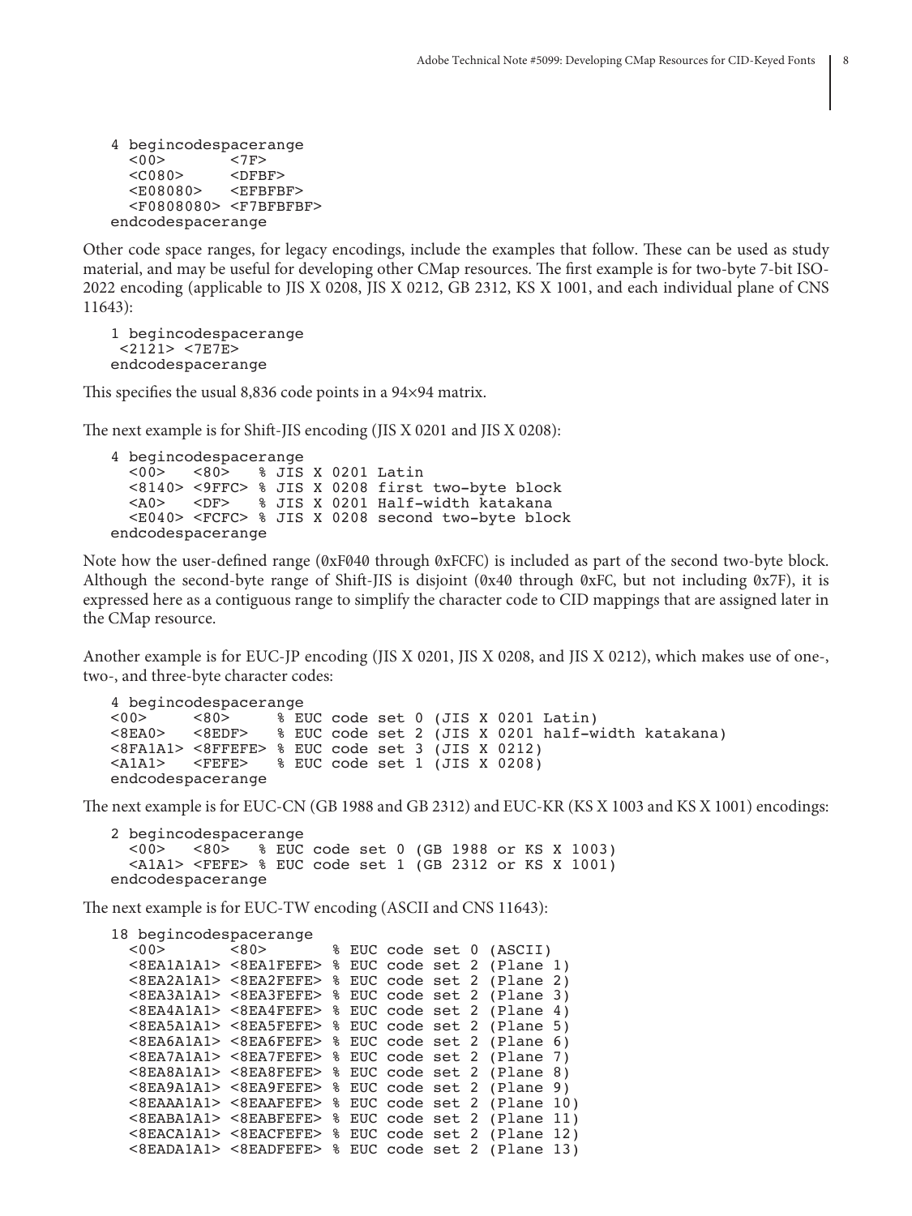```
4 begincodespacerange
  <00>       <7F>
  <C080>     <DFBF>
  <E08080>   <EFBFBF>
  <F0808080> <F7BFBFBF>
endcodespacerange
```

Other code space ranges, for legacy encodings, include the examples that follow. These can be used as study material, and may be useful for developing other CMap resources. The first example is for two-byte 7-bit ISO-2022 encoding (applicable to JIS X 0208, JIS X 0212, GB 2312, KS X 1001, and each individual plane of CNS 11643):

```
1 begincodespacerange
 <2121> <7E7E>
endcodespacerange
```

This specifies the usual 8,836 code points in a 94×94 matrix.

The next example is for Shift-JIS encoding (JIS X 0201 and JIS X 0208):

```
4 begincodespacerange
  <00>   <80>   % JIS X 0201 Latin
  <8140> <9FFC> % JIS X 0208 first two-byte block
  <A0>   <DF>   % JIS X 0201 Half-width katakana
  <E040> <FCFC> % JIS X 0208 second two-byte block
endcodespacerange
```

Note how the user-defined range (`0xF040` through `0xFCFC`) is included as part of the second two-byte block. Although the second-byte range of Shift-JIS is disjoint (`0x40` through `0xFC`, but not including `0x7F`), it is expressed here as a contiguous range to simplify the character code to CID mappings that are assigned later in the CMap resource.

Another example is for EUC-JP encoding (JIS X 0201, JIS X 0208, and JIS X 0212), which makes use of one-, two-, and three-byte character codes:

```
4 begincodespacerange
<00>     <80>     % EUC code set 0 (JIS X 0201 Latin)
<8EA0>   <8EDF>   % EUC code set 2 (JIS X 0201 half-width katakana)
<8FA1A1> <8FFEFE> % EUC code set 3 (JIS X 0212)
<A1A1>   <FEFE>   % EUC code set 1 (JIS X 0208)
endcodespacerange
```

The next example is for EUC-CN (GB 1988 and GB 2312) and EUC-KR (KS X 1003 and KS X 1001) encodings:

```
2 begincodespacerange
  <00>   <80>   % EUC code set 0 (GB 1988 or KS X 1003)
  <A1A1> <FEFE> % EUC code set 1 (GB 2312 or KS X 1001)
endcodespacerange
```

The next example is for EUC-TW encoding (ASCII and CNS 11643):

```
18 begincodespacerange
  <00>       <80>       % EUC code set 0 (ASCII)
  <8EA1A1A1> <8EA1FEFE> % EUC code set 2 (Plane 1)
  <8EA2A1A1> <8EA2FEFE> % EUC code set 2 (Plane 2)
  <8EA3A1A1> <8EA3FEFE> % EUC code set 2 (Plane 3)
  <8EA4A1A1> <8EA4FEFE> % EUC code set 2 (Plane 4)
  <8EA5A1A1> <8EA5FEFE> % EUC code set 2 (Plane 5)
  <8EA6A1A1> <8EA6FEFE> % EUC code set 2 (Plane 6)
  <8EA7A1A1> <8EA7FEFE> % EUC code set 2 (Plane 7)
  <8EA8A1A1> <8EA8FEFE> % EUC code set 2 (Plane 8)
  <8EA9A1A1> <8EA9FEFE> % EUC code set 2 (Plane 9)
  <8EAAA1A1> <8EAAFEFE> % EUC code set 2 (Plane 10)
  <8EABA1A1> <8EABFEFE> % EUC code set 2 (Plane 11)
  <8EACA1A1> <8EACFEFE> % EUC code set 2 (Plane 12)
  <8EADA1A1> <8EADFEFE> % EUC code set 2 (Plane 13)
```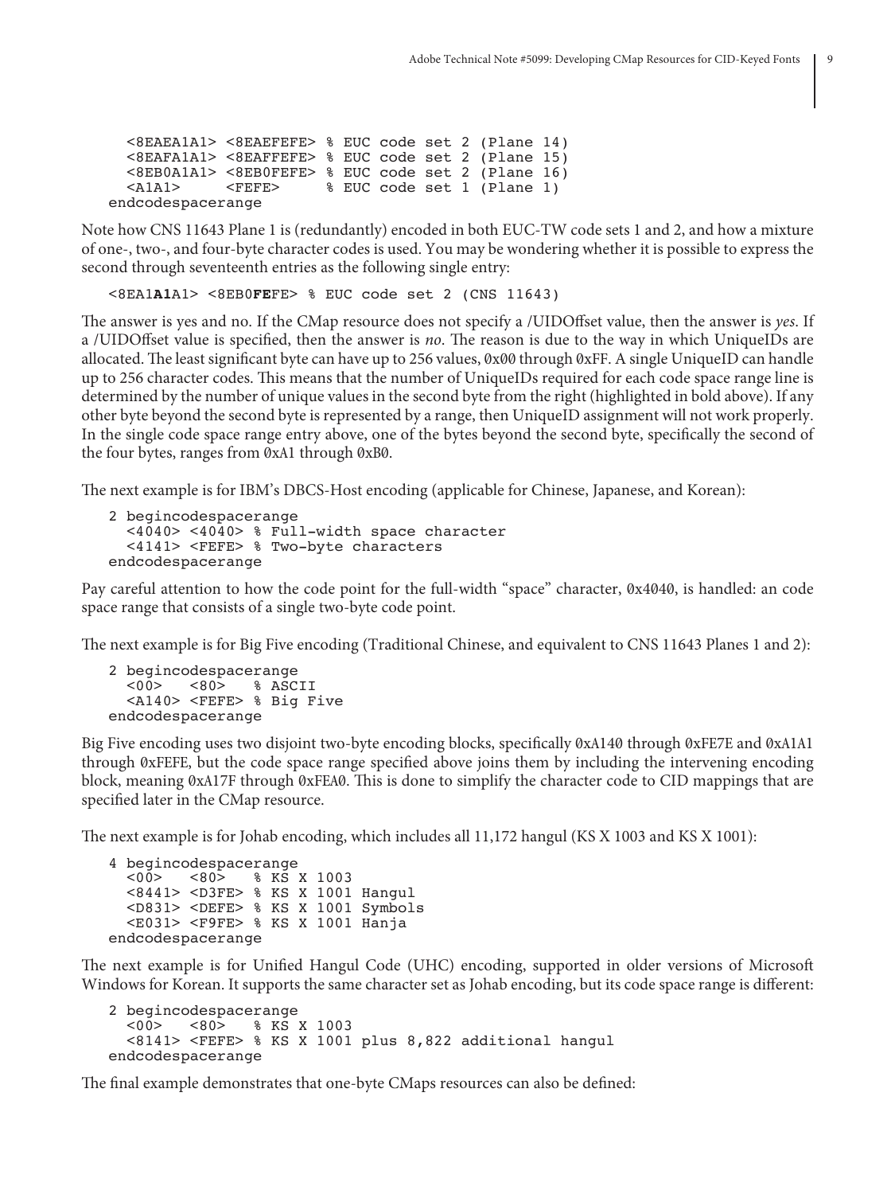```
  <8EAEA1A1> <8EAEFEFE> % EUC code set 2 (Plane 14)
  <8EAFA1A1> <8EAFFEFE> % EUC code set 2 (Plane 15)
  <8EB0A1A1> <8EB0FEFE> % EUC code set 2 (Plane 16)
  <A1A1>     <FEFE>     % EUC code set 1 (Plane 1)
endcodespacerange
```

Note how CNS 11643 Plane 1 is (redundantly) encoded in both EUC-TW code sets 1 and 2, and how a mixture of one-, two-, and four-byte character codes is used. You may be wondering whether it is possible to express the second through seventeenth entries as the following single entry:

```
<8EA1A1A1> <8EB0FEFE> % EUC code set 2 (CNS 11643)
```

The answer is yes and no. If the CMap resource does not specify a /UIDOffset value, then the answer is *yes*. If a /UIDOffset value is specified, then the answer is *no*. The reason is due to the way in which UniqueIDs are allocated. The least significant byte can have up to 256 values, `0x00` through `0xFF`. A single UniqueID can handle up to 256 character codes. This means that the number of UniqueIDs required for each code space range line is determined by the number of unique values in the second byte from the right (highlighted in bold above). If any other byte beyond the second byte is represented by a range, then UniqueID assignment will not work properly. In the single code space range entry above, one of the bytes beyond the second byte, specifically the second of the four bytes, ranges from `0xA1` through `0xB0`.

The next example is for IBM's DBCS-Host encoding (applicable for Chinese, Japanese, and Korean):

```
2 begincodespacerange
  <4040> <4040> % Full-width space character
  <4141> <FEFE> % Two-byte characters
endcodespacerange
```

Pay careful attention to how the code point for the full-width "space" character, `0x4040`, is handled: an code space range that consists of a single two-byte code point.

The next example is for Big Five encoding (Traditional Chinese, and equivalent to CNS 11643 Planes 1 and 2):

```
2 begincodespacerange
  <00>   <80>   % ASCII
  <A140> <FEFE> % Big Five
endcodespacerange
```

Big Five encoding uses two disjoint two-byte encoding blocks, specifically `0xA140` through `0xFE7E` and `0xA1A1` through `0xFEFE`, but the code space range specified above joins them by including the intervening encoding block, meaning `0xA17F` through `0xFEA0`. This is done to simplify the character code to CID mappings that are specified later in the CMap resource.

The next example is for Johab encoding, which includes all 11,172 hangul (KS X 1003 and KS X 1001):

```
4 begincodespacerange
  <00>   <80>   % KS X 1003
  <8441> <D3FE> % KS X 1001 Hangul
  <D831> <DEFE> % KS X 1001 Symbols
  <E031> <F9FE> % KS X 1001 Hanja
endcodespacerange
```

The next example is for Unified Hangul Code (UHC) encoding, supported in older versions of Microsoft Windows for Korean. It supports the same character set as Johab encoding, but its code space range is different:

```
2 begincodespacerange
  <00>   <80>   % KS X 1003
  <8141> <FEFE> % KS X 1001 plus 8,822 additional hangul
endcodespacerange
```

The final example demonstrates that one-byte CMaps resources can also be defined: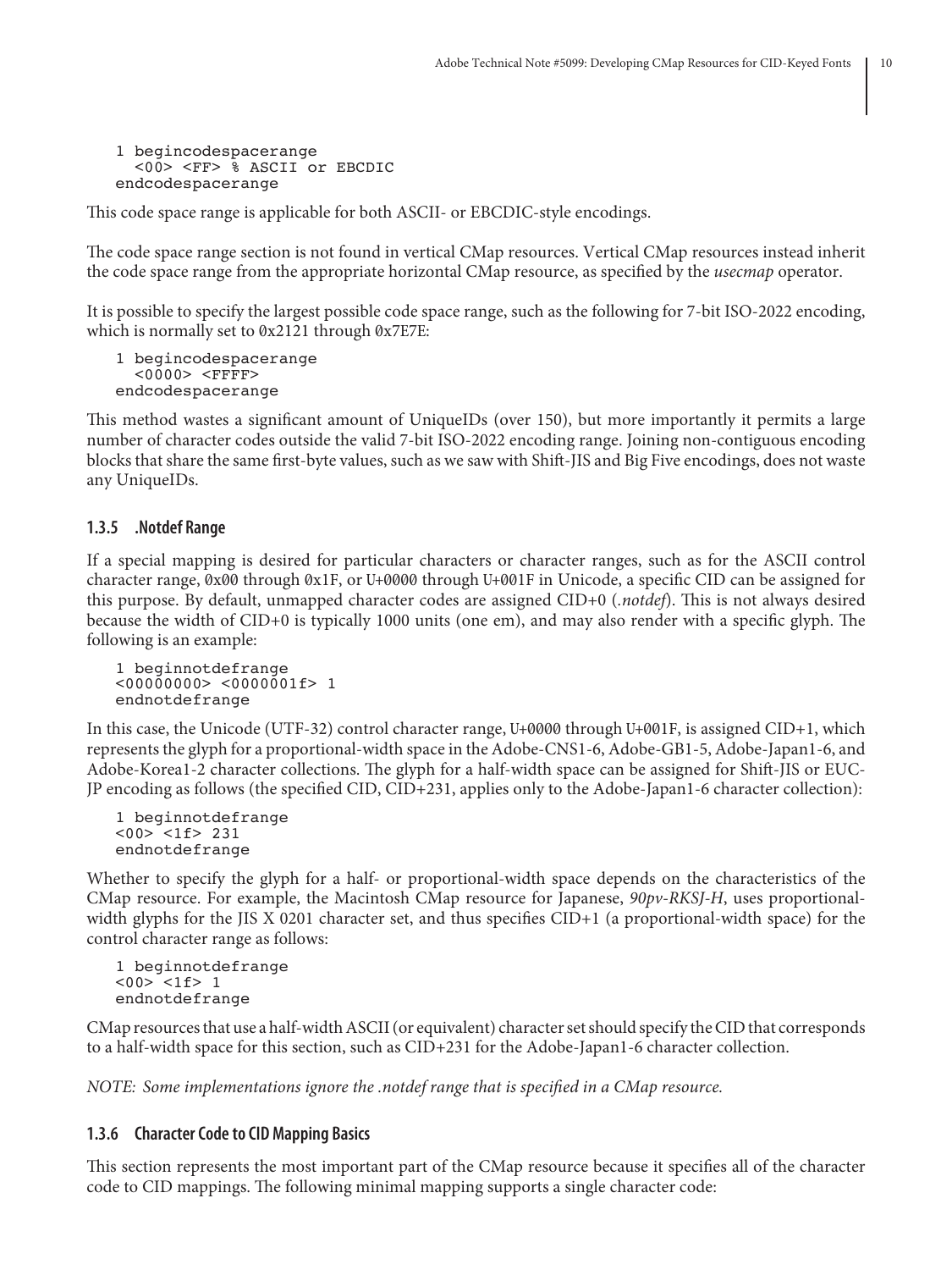```
1 begincodespacerange
  <00> <FF> % ASCII or EBCDIC
endcodespacerange
```

This code space range is applicable for both ASCII- or EBCDIC-style encodings.

The code space range section is not found in vertical CMap resources. Vertical CMap resources instead inherit the code space range from the appropriate horizontal CMap resource, as specified by the *usecmap* operator.

It is possible to specify the largest possible code space range, such as the following for 7-bit ISO-2022 encoding, which is normally set to 0x2121 through 0x7E7E:

```
1 begincodespacerange
  <0000> <FFFF>
endcodespacerange
```

This method wastes a significant amount of UniqueIDs (over 150), but more importantly it permits a large number of character codes outside the valid 7-bit ISO-2022 encoding range. Joining non-contiguous encoding blocks that share the same first-byte values, such as we saw with Shift-JIS and Big Five encodings, does not waste any UniqueIDs.

### 1.3.5 .Notdef Range

If a special mapping is desired for particular characters or character ranges, such as for the ASCII control character range, 0x00 through 0x1F, or U+0000 through U+001F in Unicode, a specific CID can be assigned for this purpose. By default, unmapped character codes are assigned CID+0 (*.notdef*). This is not always desired because the width of CID+0 is typically 1000 units (one em), and may also render with a specific glyph. The following is an example:

```
1 beginnotdefrange
<00000000> <0000001f> 1
endnotdefrange
```

In this case, the Unicode (UTF-32) control character range, U+0000 through U+001F, is assigned CID+1, which represents the glyph for a proportional-width space in the Adobe-CNS1-6, Adobe-GB1-5, Adobe-Japan1-6, and Adobe-Korea1-2 character collections. The glyph for a half-width space can be assigned for Shift-JIS or EUC-JP encoding as follows (the specified CID, CID+231, applies only to the Adobe-Japan1-6 character collection):

```
1 beginnotdefrange
<00> <1f> 231
endnotdefrange
```

Whether to specify the glyph for a half- or proportional-width space depends on the characteristics of the CMap resource. For example, the Macintosh CMap resource for Japanese, *90pv-RKSJ-H*, uses proportional-width glyphs for the JIS X 0201 character set, and thus specifies CID+1 (a proportional-width space) for the control character range as follows:

```
1 beginnotdefrange
<00> <1f> 1
endnotdefrange
```

CMap resources that use a half-width ASCII (or equivalent) character set should specify the CID that corresponds to a half-width space for this section, such as CID+231 for the Adobe-Japan1-6 character collection.

*NOTE: Some implementations ignore the .notdef range that is specified in a CMap resource.*

### 1.3.6 Character Code to CID Mapping Basics

This section represents the most important part of the CMap resource because it specifies all of the character code to CID mappings. The following minimal mapping supports a single character code: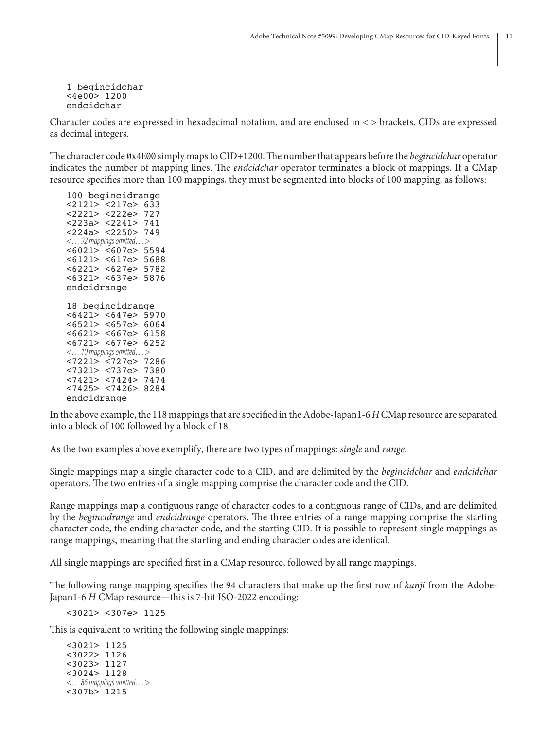```
1 begincidchar
<4e00> 1200
endcidchar
```

Character codes are expressed in hexadecimal notation, and are enclosed in < > brackets. CIDs are expressed as decimal integers.

The character code `0x4E00` simply maps to CID+1200. The number that appears before the *begincidchar* operator indicates the number of mapping lines. The *endcidchar* operator terminates a block of mappings. If a CMap resource specifies more than 100 mappings, they must be segmented into blocks of 100 mapping, as follows:

```
100 begincidrange
<2121> <217e> 633
<2221> <222e> 727
<223a> <2241> 741
<224a> <2250> 749
<...92 mappings omitted...>
<6021> <607e> 5594
<6121> <617e> 5688
<6221> <627e> 5782
<6321> <637e> 5876
endcidrange

18 begincidrange
<6421> <647e> 5970
<6521> <657e> 6064
<6621> <667e> 6158
<6721> <677e> 6252
<...10 mappings omitted...>
<7221> <727e> 7286
<7321> <737e> 7380
<7421> <7424> 7474
<7425> <7426> 8284
endcidrange
```

In the above example, the 118 mappings that are specified in the Adobe-Japan1-6 *H* CMap resource are separated into a block of 100 followed by a block of 18.

As the two examples above exemplify, there are two types of mappings: *single* and *range*.

Single mappings map a single character code to a CID, and are delimited by the *begincidchar* and *endcidchar* operators. The two entries of a single mapping comprise the character code and the CID.

Range mappings map a contiguous range of character codes to a contiguous range of CIDs, and are delimited by the *begincidrange* and *endcidrange* operators. The three entries of a range mapping comprise the starting character code, the ending character code, and the starting CID. It is possible to represent single mappings as range mappings, meaning that the starting and ending character codes are identical.

All single mappings are specified first in a CMap resource, followed by all range mappings.

The following range mapping specifies the 94 characters that make up the first row of *kanji* from the Adobe-Japan1-6 *H* CMap resource—this is 7-bit ISO-2022 encoding:

```
<3021> <307e> 1125
```

This is equivalent to writing the following single mappings:

```
<3021> 1125
<3022> 1126
<3023> 1127
<3024> 1128
<...86 mappings omitted...>
<307b> 1215
```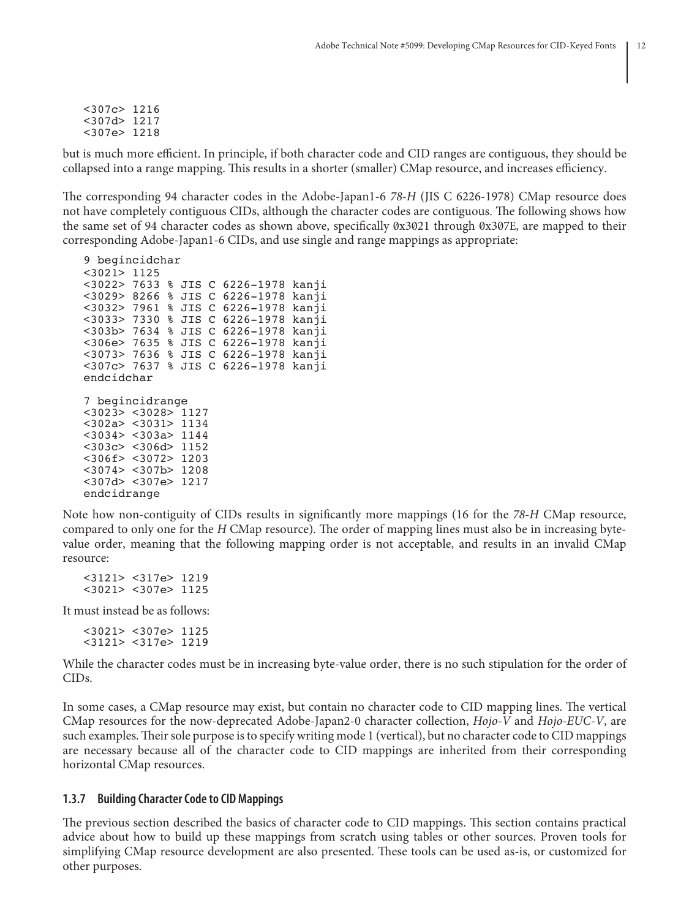```
<307c> 1216
<307d> 1217
<307e> 1218
```

but is much more efficient. In principle, if both character code and CID ranges are contiguous, they should be collapsed into a range mapping. This results in a shorter (smaller) CMap resource, and increases efficiency.

The corresponding 94 character codes in the Adobe-Japan1-6 *78-H* (JIS C 6226-1978) CMap resource does not have completely contiguous CIDs, although the character codes are contiguous. The following shows how the same set of 94 character codes as shown above, specifically `0x3021` through `0x307E`, are mapped to their corresponding Adobe-Japan1-6 CIDs, and use single and range mappings as appropriate:

```
9 begincidchar
<3021> 1125
<3022> 7633 % JIS C 6226-1978 kanji
<3029> 8266 % JIS C 6226-1978 kanji
<3032> 7961 % JIS C 6226-1978 kanji
<3033> 7330 % JIS C 6226-1978 kanji
<303b> 7634 % JIS C 6226-1978 kanji
<306e> 7635 % JIS C 6226-1978 kanji
<3073> 7636 % JIS C 6226-1978 kanji
<307c> 7637 % JIS C 6226-1978 kanji
endcidchar

7 begincidrange
<3023> <3028> 1127
<302a> <3031> 1134
<3034> <303a> 1144
<303c> <306d> 1152
<306f> <3072> 1203
<3074> <307b> 1208
<307d> <307e> 1217
endcidrange
```

Note how non-contiguity of CIDs results in significantly more mappings (16 for the *78-H* CMap resource, compared to only one for the *H* CMap resource). The order of mapping lines must also be in increasing byte-value order, meaning that the following mapping order is not acceptable, and results in an invalid CMap resource:

```
<3121> <317e> 1219
<3021> <307e> 1125
```

It must instead be as follows:

```
<3021> <307e> 1125
<3121> <317e> 1219
```

While the character codes must be in increasing byte-value order, there is no such stipulation for the order of CIDs.

In some cases, a CMap resource may exist, but contain no character code to CID mapping lines. The vertical CMap resources for the now-deprecated Adobe-Japan2-0 character collection, *Hojo-V* and *Hojo-EUC-V*, are such examples. Their sole purpose is to specify writing mode 1 (vertical), but no character code to CID mappings are necessary because all of the character code to CID mappings are inherited from their corresponding horizontal CMap resources.

### 1.3.7 Building Character Code to CID Mappings

The previous section described the basics of character code to CID mappings. This section contains practical advice about how to build up these mappings from scratch using tables or other sources. Proven tools for simplifying CMap resource development are also presented. These tools can be used as-is, or customized for other purposes.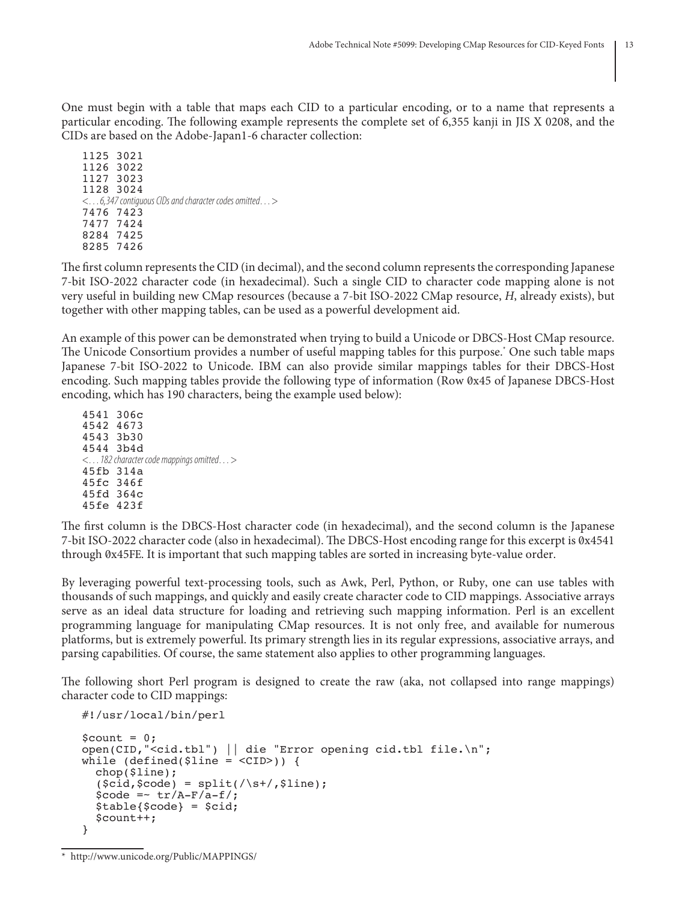One must begin with a table that maps each CID to a particular encoding, or to a name that represents a particular encoding. The following example represents the complete set of 6,355 kanji in JIS X 0208, and the CIDs are based on the Adobe-Japan1-6 character collection:

```
1125 3021
1126 3022
1127 3023
1128 3024
<...6,347 contiguous CIDs and character codes omitted...>
7476 7423
7477 7424
8284 7425
8285 7426
```

The first column represents the CID (in decimal), and the second column represents the corresponding Japanese 7-bit ISO-2022 character code (in hexadecimal). Such a single CID to character code mapping alone is not very useful in building new CMap resources (because a 7-bit ISO-2022 CMap resource, *H*, already exists), but together with other mapping tables, can be used as a powerful development aid.

An example of this power can be demonstrated when trying to build a Unicode or DBCS-Host CMap resource. The Unicode Consortium provides a number of useful mapping tables for this purpose.* One such table maps Japanese 7-bit ISO-2022 to Unicode. IBM can also provide similar mappings tables for their DBCS-Host encoding. Such mapping tables provide the following type of information (Row 0x45 of Japanese DBCS-Host encoding, which has 190 characters, being the example used below):

```
4541 306c
4542 4673
4543 3b30
4544 3b4d
<...182 character code mappings omitted...>
45fb 314a
45fc 346f
45fd 364c
45fe 423f
```

The first column is the DBCS-Host character code (in hexadecimal), and the second column is the Japanese 7-bit ISO-2022 character code (also in hexadecimal). The DBCS-Host encoding range for this excerpt is 0x4541 through 0x45FE. It is important that such mapping tables are sorted in increasing byte-value order.

By leveraging powerful text-processing tools, such as Awk, Perl, Python, or Ruby, one can use tables with thousands of such mappings, and quickly and easily create character code to CID mappings. Associative arrays serve as an ideal data structure for loading and retrieving such mapping information. Perl is an excellent programming language for manipulating CMap resources. It is not only free, and available for numerous platforms, but is extremely powerful. Its primary strength lies in its regular expressions, associative arrays, and parsing capabilities. Of course, the same statement also applies to other programming languages.

The following short Perl program is designed to create the raw (aka, not collapsed into range mappings) character code to CID mappings:

```
#!/usr/local/bin/perl

$count = 0;
open(CID,"<cid.tbl") || die "Error opening cid.tbl file.\n";
while (defined($line = <CID>)) {
  chop($line);
  ($cid,$code) = split(/\s+/,$line);
  $code =~ tr/A-F/a-f/;
  $table{$code} = $cid;
  $count++;
}
```

* http://www.unicode.org/Public/MAPPINGS/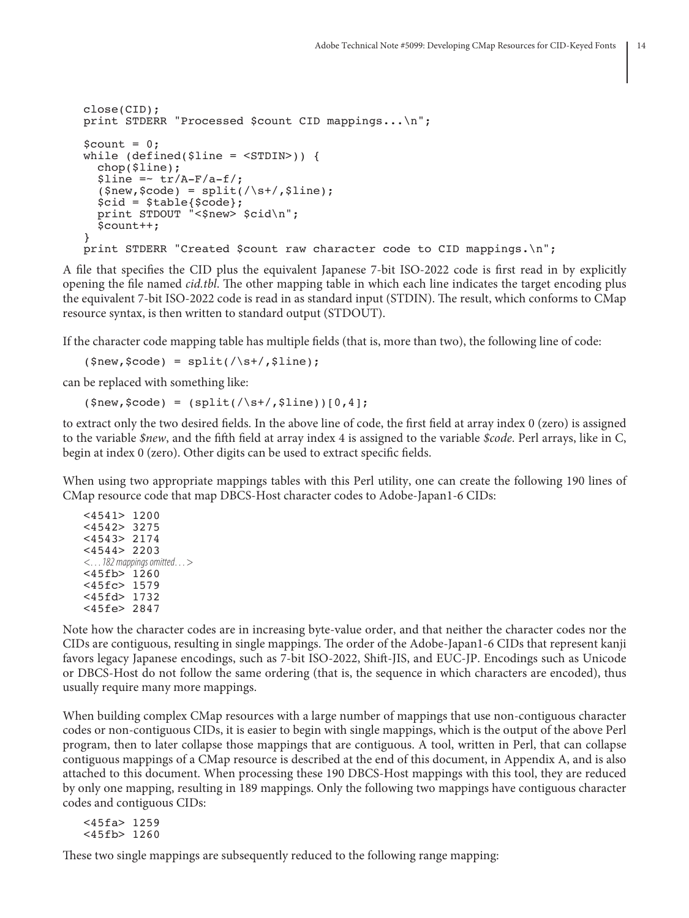```
close(CID);
print STDERR "Processed $count CID mappings...\n";

$count = 0;
while (defined($line = <STDIN>)) {
  chop($line);
  $line =~ tr/A-F/a-f/;
  ($new,$code) = split(/\s+/,$line);
  $cid = $table{$code};
  print STDOUT "<$new> $cid\n";
  $count++;
}
print STDERR "Created $count raw character code to CID mappings.\n";
```

A file that specifies the CID plus the equivalent Japanese 7-bit ISO-2022 code is first read in by explicitly opening the file named *cid.tbl*. The other mapping table in which each line indicates the target encoding plus the equivalent 7-bit ISO-2022 code is read in as standard input (STDIN). The result, which conforms to CMap resource syntax, is then written to standard output (STDOUT).

If the character code mapping table has multiple fields (that is, more than two), the following line of code:

```
($new,$code) = split(/\s+/,$line);
```

can be replaced with something like:

```
($new,$code) = (split(/\s+/,$line))[0,4];
```

to extract only the two desired fields. In the above line of code, the first field at array index 0 (zero) is assigned to the variable *$new*, and the fifth field at array index 4 is assigned to the variable *$code*. Perl arrays, like in C, begin at index 0 (zero). Other digits can be used to extract specific fields.

When using two appropriate mappings tables with this Perl utility, one can create the following 190 lines of CMap resource code that map DBCS-Host character codes to Adobe-Japan1-6 CIDs:

```
<4541> 1200
<4542> 3275
<4543> 2174
<4544> 2203
<...182 mappings omitted...>
<45fb> 1260
<45fc> 1579
<45fd> 1732
<45fe> 2847
```

Note how the character codes are in increasing byte-value order, and that neither the character codes nor the CIDs are contiguous, resulting in single mappings. The order of the Adobe-Japan1-6 CIDs that represent kanji favors legacy Japanese encodings, such as 7-bit ISO-2022, Shift-JIS, and EUC-JP. Encodings such as Unicode or DBCS-Host do not follow the same ordering (that is, the sequence in which characters are encoded), thus usually require many more mappings.

When building complex CMap resources with a large number of mappings that use non-contiguous character codes or non-contiguous CIDs, it is easier to begin with single mappings, which is the output of the above Perl program, then to later collapse those mappings that are contiguous. A tool, written in Perl, that can collapse contiguous mappings of a CMap resource is described at the end of this document, in Appendix A, and is also attached to this document. When processing these 190 DBCS-Host mappings with this tool, they are reduced by only one mapping, resulting in 189 mappings. Only the following two mappings have contiguous character codes and contiguous CIDs:

```
<45fa> 1259
<45fb> 1260
```

These two single mappings are subsequently reduced to the following range mapping: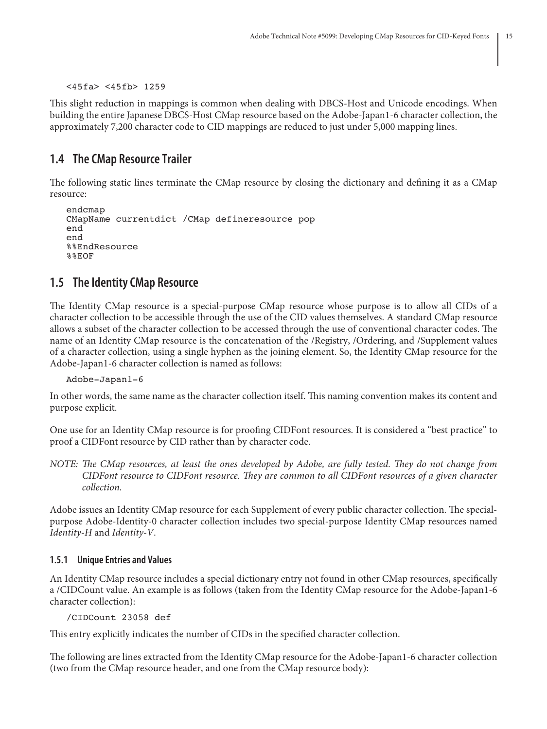```
<45fa> <45fb> 1259
```

This slight reduction in mappings is common when dealing with DBCS-Host and Unicode encodings. When building the entire Japanese DBCS-Host CMap resource based on the Adobe-Japan1-6 character collection, the approximately 7,200 character code to CID mappings are reduced to just under 5,000 mapping lines.

## 1.4 The CMap Resource Trailer

The following static lines terminate the CMap resource by closing the dictionary and defining it as a CMap resource:

```
endcmap
CMapName currentdict /CMap defineresource pop
end
end
%%EndResource
%%EOF
```

## 1.5 The Identity CMap Resource

The Identity CMap resource is a special-purpose CMap resource whose purpose is to allow all CIDs of a character collection to be accessible through the use of the CID values themselves. A standard CMap resource allows a subset of the character collection to be accessed through the use of conventional character codes. The name of an Identity CMap resource is the concatenation of the /Registry, /Ordering, and /Supplement values of a character collection, using a single hyphen as the joining element. So, the Identity CMap resource for the Adobe-Japan1-6 character collection is named as follows:

```
Adobe-Japan1-6
```

In other words, the same name as the character collection itself. This naming convention makes its content and purpose explicit.

One use for an Identity CMap resource is for proofing CIDFont resources. It is considered a "best practice" to proof a CIDFont resource by CID rather than by character code.

*NOTE: The CMap resources, at least the ones developed by Adobe, are fully tested. They do not change from CIDFont resource to CIDFont resource. They are common to all CIDFont resources of a given character collection.*

Adobe issues an Identity CMap resource for each Supplement of every public character collection. The special-purpose Adobe-Identity-0 character collection includes two special-purpose Identity CMap resources named *Identity-H* and *Identity-V*.

### 1.5.1 Unique Entries and Values

An Identity CMap resource includes a special dictionary entry not found in other CMap resources, specifically a /CIDCount value. An example is as follows (taken from the Identity CMap resource for the Adobe-Japan1-6 character collection):

```
/CIDCount 23058 def
```

This entry explicitly indicates the number of CIDs in the specified character collection.

The following are lines extracted from the Identity CMap resource for the Adobe-Japan1-6 character collection (two from the CMap resource header, and one from the CMap resource body):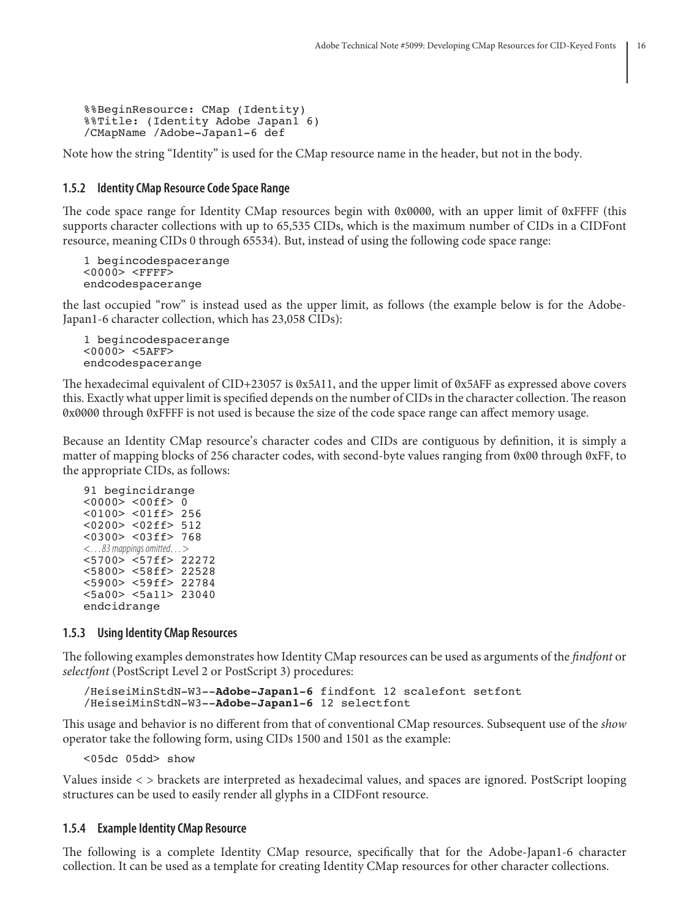```
%%BeginResource: CMap (Identity)
%%Title: (Identity Adobe Japan1 6)
/CMapName /Adobe-Japan1-6 def
```

Note how the string “Identity” is used for the CMap resource name in the header, but not in the body.

### 1.5.2 Identity CMap Resource Code Space Range

The code space range for Identity CMap resources begin with `0x0000`, with an upper limit of `0xFFFF` (this supports character collections with up to 65,535 CIDs, which is the maximum number of CIDs in a CIDFont resource, meaning CIDs 0 through 65534). But, instead of using the following code space range:

```
1 begincodespacerange
<0000> <FFFF>
endcodespacerange
```

the last occupied “row” is instead used as the upper limit, as follows (the example below is for the Adobe-Japan1-6 character collection, which has 23,058 CIDs):

```
1 begincodespacerange
<0000> <5AFF>
endcodespacerange
```

The hexadecimal equivalent of CID+23057 is `0x5A11`, and the upper limit of `0x5AFF` as expressed above covers this. Exactly what upper limit is specified depends on the number of CIDs in the character collection. The reason `0x0000` through `0xFFFF` is not used is because the size of the code space range can affect memory usage.

Because an Identity CMap resource’s character codes and CIDs are contiguous by definition, it is simply a matter of mapping blocks of 256 character codes, with second-byte values ranging from `0x00` through `0xFF`, to the appropriate CIDs, as follows:

```
91 begincidrange
<0000> <00ff> 0
<0100> <01ff> 256
<0200> <02ff> 512
<0300> <03ff> 768
<...83 mappings omitted...>
<5700> <57ff> 22272
<5800> <58ff> 22528
<5900> <59ff> 22784
<5a00> <5a11> 23040
endcidrange
```

### 1.5.3 Using Identity CMap Resources

The following examples demonstrates how Identity CMap resources can be used as arguments of the *findfont* or *selectfont* (PostScript Level 2 or PostScript 3) procedures:

```
/HeiseiMinStdN-W3--Adobe-Japan1-6 findfont 12 scalefont setfont
/HeiseiMinStdN-W3--Adobe-Japan1-6 12 selectfont
```

This usage and behavior is no different from that of conventional CMap resources. Subsequent use of the *show* operator take the following form, using CIDs 1500 and 1501 as the example:

```
<05dc 05dd> show
```

Values inside < > brackets are interpreted as hexadecimal values, and spaces are ignored. PostScript looping structures can be used to easily render all glyphs in a CIDFont resource.

### 1.5.4 Example Identity CMap Resource

The following is a complete Identity CMap resource, specifically that for the Adobe-Japan1-6 character collection. It can be used as a template for creating Identity CMap resources for other character collections.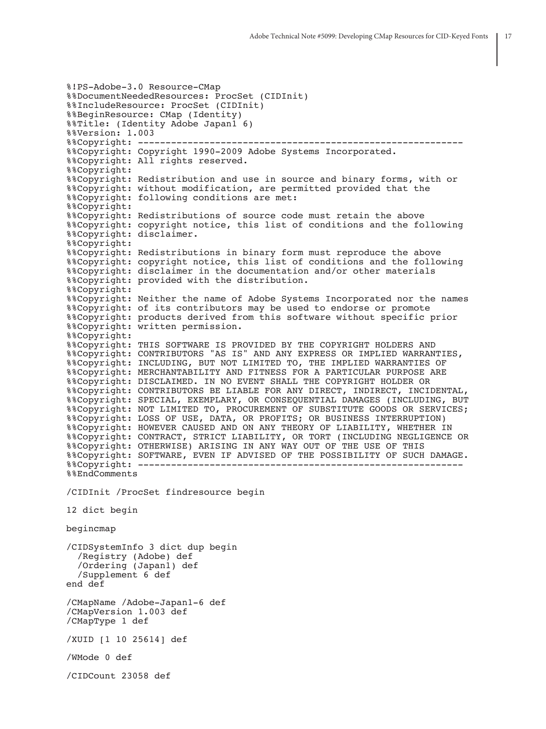```
%!PS-Adobe-3.0 Resource-CMap
%%DocumentNeededResources: ProcSet (CIDInit)
%%IncludeResource: ProcSet (CIDInit)
%%BeginResource: CMap (Identity)
%%Title: (Identity Adobe Japan1 6)
%%Version: 1.003
%%Copyright: -----------------------------------------------------------
%%Copyright: Copyright 1990-2009 Adobe Systems Incorporated.
%%Copyright: All rights reserved.
%%Copyright:
%%Copyright: Redistribution and use in source and binary forms, with or
%%Copyright: without modification, are permitted provided that the
%%Copyright: following conditions are met:
%%Copyright:
%%Copyright: Redistributions of source code must retain the above
%%Copyright: copyright notice, this list of conditions and the following
%%Copyright: disclaimer.
%%Copyright:
%%Copyright: Redistributions in binary form must reproduce the above
%%Copyright: copyright notice, this list of conditions and the following
%%Copyright: disclaimer in the documentation and/or other materials
%%Copyright: provided with the distribution.
%%Copyright:
%%Copyright: Neither the name of Adobe Systems Incorporated nor the names
%%Copyright: of its contributors may be used to endorse or promote
%%Copyright: products derived from this software without specific prior
%%Copyright: written permission.
%%Copyright:
%%Copyright: THIS SOFTWARE IS PROVIDED BY THE COPYRIGHT HOLDERS AND
%%Copyright: CONTRIBUTORS "AS IS" AND ANY EXPRESS OR IMPLIED WARRANTIES,
%%Copyright: INCLUDING, BUT NOT LIMITED TO, THE IMPLIED WARRANTIES OF
%%Copyright: MERCHANTABILITY AND FITNESS FOR A PARTICULAR PURPOSE ARE
%%Copyright: DISCLAIMED. IN NO EVENT SHALL THE COPYRIGHT HOLDER OR
%%Copyright: CONTRIBUTORS BE LIABLE FOR ANY DIRECT, INDIRECT, INCIDENTAL,
%%Copyright: SPECIAL, EXEMPLARY, OR CONSEQUENTIAL DAMAGES (INCLUDING, BUT
%%Copyright: NOT LIMITED TO, PROCUREMENT OF SUBSTITUTE GOODS OR SERVICES;
%%Copyright: LOSS OF USE, DATA, OR PROFITS; OR BUSINESS INTERRUPTION)
%%Copyright: HOWEVER CAUSED AND ON ANY THEORY OF LIABILITY, WHETHER IN
%%Copyright: CONTRACT, STRICT LIABILITY, OR TORT (INCLUDING NEGLIGENCE OR
%%Copyright: OTHERWISE) ARISING IN ANY WAY OUT OF THE USE OF THIS
%%Copyright: SOFTWARE, EVEN IF ADVISED OF THE POSSIBILITY OF SUCH DAMAGE.
%%Copyright: -----------------------------------------------------------
%%EndComments

/CIDInit /ProcSet findresource begin

12 dict begin

begincmap

/CIDSystemInfo 3 dict dup begin
  /Registry (Adobe) def
  /Ordering (Japan1) def
  /Supplement 6 def
end def

/CMapName /Adobe-Japan1-6 def
/CMapVersion 1.003 def
/CMapType 1 def

/XUID [1 10 25614] def

/WMode 0 def

/CIDCount 23058 def
```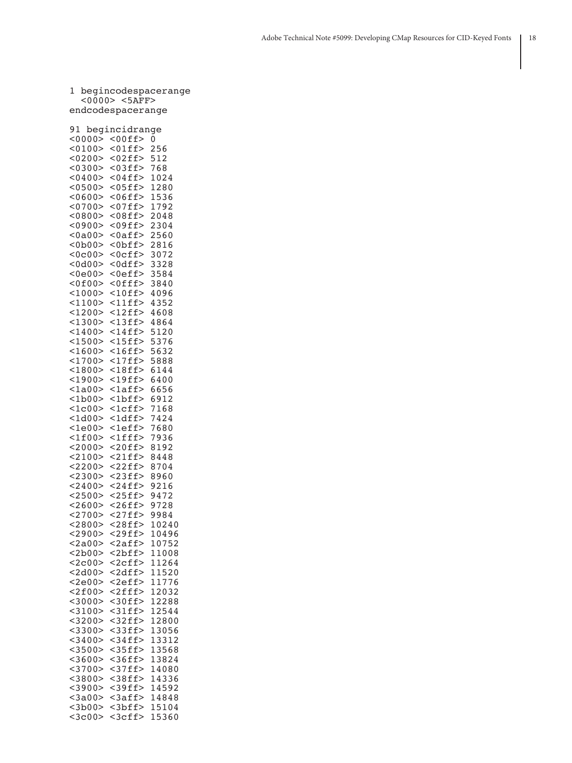```
1 begincodespacerange
  <0000> <5AFF>
endcodespacerange

91 begincidrange
<0000> <00ff> 0
<0100> <01ff> 256
<0200> <02ff> 512
<0300> <03ff> 768
<0400> <04ff> 1024
<0500> <05ff> 1280
<0600> <06ff> 1536
<0700> <07ff> 1792
<0800> <08ff> 2048
<0900> <09ff> 2304
<0a00> <0aff> 2560
<0b00> <0bff> 2816
<0c00> <0cff> 3072
<0d00> <0dff> 3328
<0e00> <0eff> 3584
<0f00> <0fff> 3840
<1000> <10ff> 4096
<1100> <11ff> 4352
<1200> <12ff> 4608
<1300> <13ff> 4864
<1400> <14ff> 5120
<1500> <15ff> 5376
<1600> <16ff> 5632
<1700> <17ff> 5888
<1800> <18ff> 6144
<1900> <19ff> 6400
<1a00> <1aff> 6656
<1b00> <1bff> 6912
<1c00> <1cff> 7168
<1d00> <1dff> 7424
<1e00> <1eff> 7680
<1f00> <1fff> 7936
<2000> <20ff> 8192
<2100> <21ff> 8448
<2200> <22ff> 8704
<2300> <23ff> 8960
<2400> <24ff> 9216
<2500> <25ff> 9472
<2600> <26ff> 9728
<2700> <27ff> 9984
<2800> <28ff> 10240
<2900> <29ff> 10496
<2a00> <2aff> 10752
<2b00> <2bff> 11008
<2c00> <2cff> 11264
<2d00> <2dff> 11520
<2e00> <2eff> 11776
<2f00> <2fff> 12032
<3000> <30ff> 12288
<3100> <31ff> 12544
<3200> <32ff> 12800
<3300> <33ff> 13056
<3400> <34ff> 13312
<3500> <35ff> 13568
<3600> <36ff> 13824
<3700> <37ff> 14080
<3800> <38ff> 14336
<3900> <39ff> 14592
<3a00> <3aff> 14848
<3b00> <3bff> 15104
<3c00> <3cff> 15360
```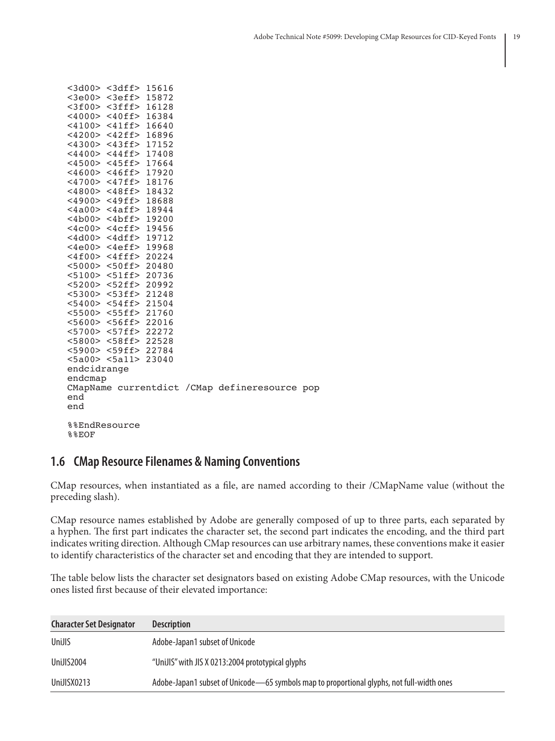```
<3d00> <3dff> 15616
<3e00> <3eff> 15872
<3f00> <3fff> 16128
<4000> <40ff> 16384
<4100> <41ff> 16640
<4200> <42ff> 16896
<4300> <43ff> 17152
<4400> <44ff> 17408
<4500> <45ff> 17664
<4600> <46ff> 17920
<4700> <47ff> 18176
<4800> <48ff> 18432
<4900> <49ff> 18688
<4a00> <4aff> 18944
<4b00> <4bff> 19200
<4c00> <4cff> 19456
<4d00> <4dff> 19712
<4e00> <4eff> 19968
<4f00> <4fff> 20224
<5000> <50ff> 20480
<5100> <51ff> 20736
<5200> <52ff> 20992
<5300> <53ff> 21248
<5400> <54ff> 21504
<5500> <55ff> 21760
<5600> <56ff> 22016
<5700> <57ff> 22272
<5800> <58ff> 22528
<5900> <59ff> 22784
<5a00> <5a11> 23040
endcidrange
endcmap
CMapName currentdict /CMap defineresource pop
end
end

%%EndResource
%%EOF
```

## 1.6 CMap Resource Filenames & Naming Conventions

CMap resources, when instantiated as a file, are named according to their /CMapName value (without the preceding slash).

CMap resource names established by Adobe are generally composed of up to three parts, each separated by a hyphen. The first part indicates the character set, the second part indicates the encoding, and the third part indicates writing direction. Although CMap resources can use arbitrary names, these conventions make it easier to identify characteristics of the character set and encoding that they are intended to support.

The table below lists the character set designators based on existing Adobe CMap resources, with the Unicode ones listed first because of their elevated importance:

| Character Set Designator | Description |
|---|---|
| UniJIS | Adobe-Japan1 subset of Unicode |
| UniJIS2004 | "UniJIS" with JIS X 0213:2004 prototypical glyphs |
| UniJISX0213 | Adobe-Japan1 subset of Unicode—65 symbols map to proportional glyphs, not full-width ones |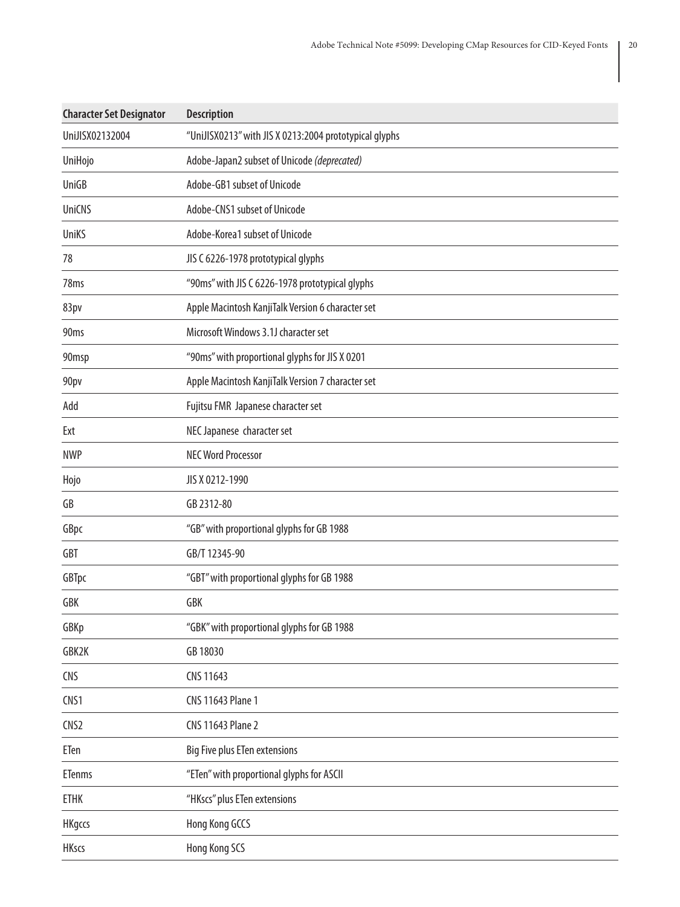| Character Set Designator | Description |
|---|---|
| UniJISX02132004 | "UniJISX0213" with JIS X 0213:2004 prototypical glyphs |
| UniHojo | Adobe-Japan2 subset of Unicode *(deprecated)* |
| UniGB | Adobe-GB1 subset of Unicode |
| UniCNS | Adobe-CNS1 subset of Unicode |
| UniKS | Adobe-Korea1 subset of Unicode |
| 78 | JIS C 6226-1978 prototypical glyphs |
| 78ms | "90ms" with JIS C 6226-1978 prototypical glyphs |
| 83pv | Apple Macintosh KanjiTalk Version 6 character set |
| 90ms | Microsoft Windows 3.1J character set |
| 90msp | "90ms" with proportional glyphs for JIS X 0201 |
| 90pv | Apple Macintosh KanjiTalk Version 7 character set |
| Add | Fujitsu FMR Japanese character set |
| Ext | NEC Japanese character set |
| NWP | NEC Word Processor |
| Hojo | JIS X 0212-1990 |
| GB | GB 2312-80 |
| GBpc | "GB" with proportional glyphs for GB 1988 |
| GBT | GB/T 12345-90 |
| GBTpc | "GBT" with proportional glyphs for GB 1988 |
| GBK | GBK |
| GBKp | "GBK" with proportional glyphs for GB 1988 |
| GBK2K | GB 18030 |
| CNS | CNS 11643 |
| CNS1 | CNS 11643 Plane 1 |
| CNS2 | CNS 11643 Plane 2 |
| ETen | Big Five plus ETen extensions |
| ETenms | "ETen" with proportional glyphs for ASCII |
| ETHK | "HKscs" plus ETen extensions |
| HKgccs | Hong Kong GCCS |
| HKscs | Hong Kong SCS |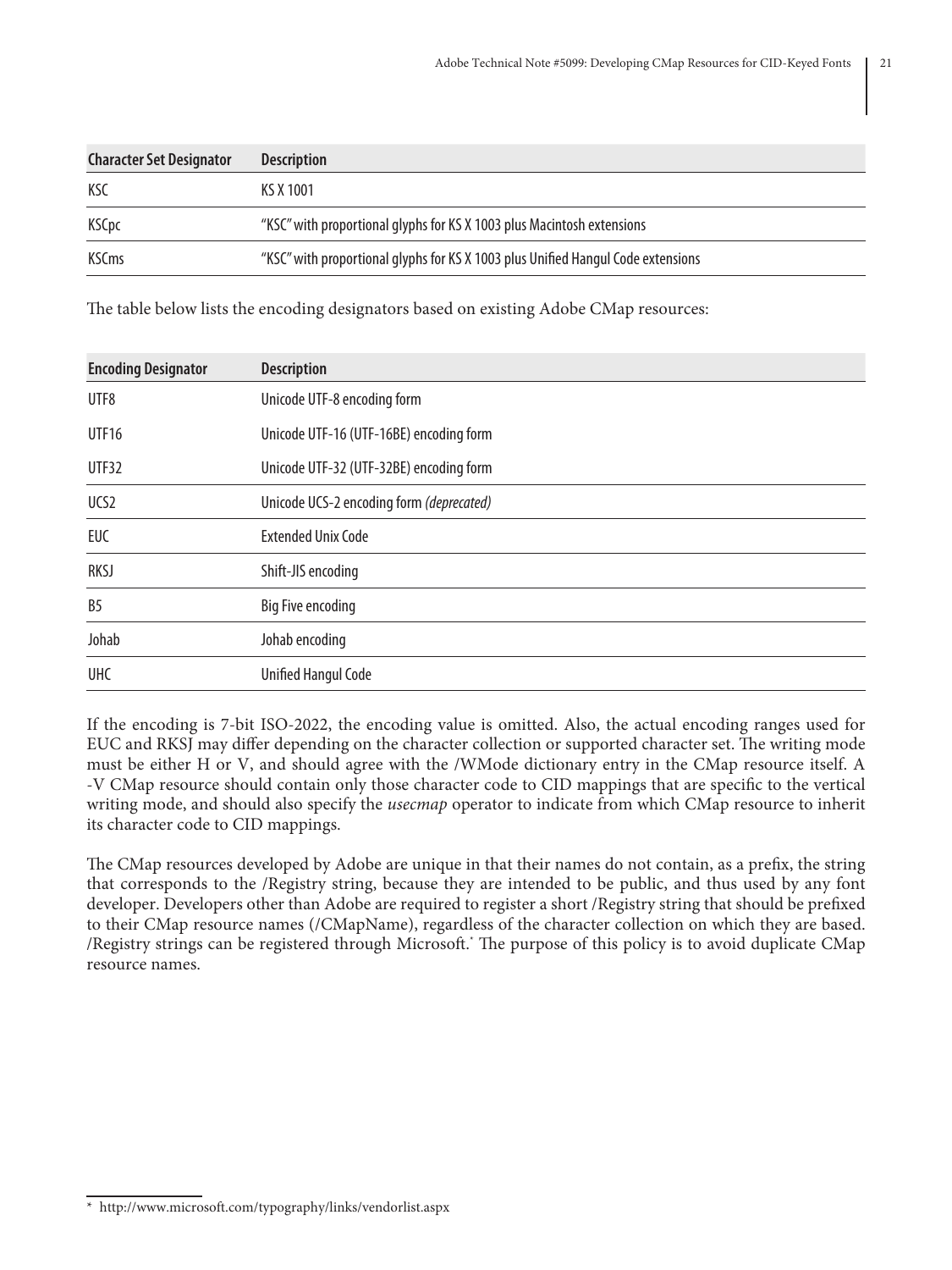| Character Set Designator | Description |
|---|---|
| KSC | KS X 1001 |
| KSCpc | "KSC" with proportional glyphs for KS X 1003 plus Macintosh extensions |
| KSCms | "KSC" with proportional glyphs for KS X 1003 plus Unified Hangul Code extensions |

The table below lists the encoding designators based on existing Adobe CMap resources:

| Encoding Designator | Description |
|---|---|
| UTF8 | Unicode UTF-8 encoding form |
| UTF16 | Unicode UTF-16 (UTF-16BE) encoding form |
| UTF32 | Unicode UTF-32 (UTF-32BE) encoding form |
| UCS2 | Unicode UCS-2 encoding form *(deprecated)* |
| EUC | Extended Unix Code |
| RKSJ | Shift-JIS encoding |
| B5 | Big Five encoding |
| Johab | Johab encoding |
| UHC | Unified Hangul Code |

If the encoding is 7-bit ISO-2022, the encoding value is omitted. Also, the actual encoding ranges used for EUC and RKSJ may differ depending on the character collection or supported character set. The writing mode must be either H or V, and should agree with the /WMode dictionary entry in the CMap resource itself. A -V CMap resource should contain only those character code to CID mappings that are specific to the vertical writing mode, and should also specify the *usecmap* operator to indicate from which CMap resource to inherit its character code to CID mappings.

The CMap resources developed by Adobe are unique in that their names do not contain, as a prefix, the string that corresponds to the /Registry string, because they are intended to be public, and thus used by any font developer. Developers other than Adobe are required to register a short /Registry string that should be prefixed to their CMap resource names (/CMapName), regardless of the character collection on which they are based. /Registry strings can be registered through Microsoft.[*] The purpose of this policy is to avoid duplicate CMap resource names.

[*] http://www.microsoft.com/typography/links/vendorlist.aspx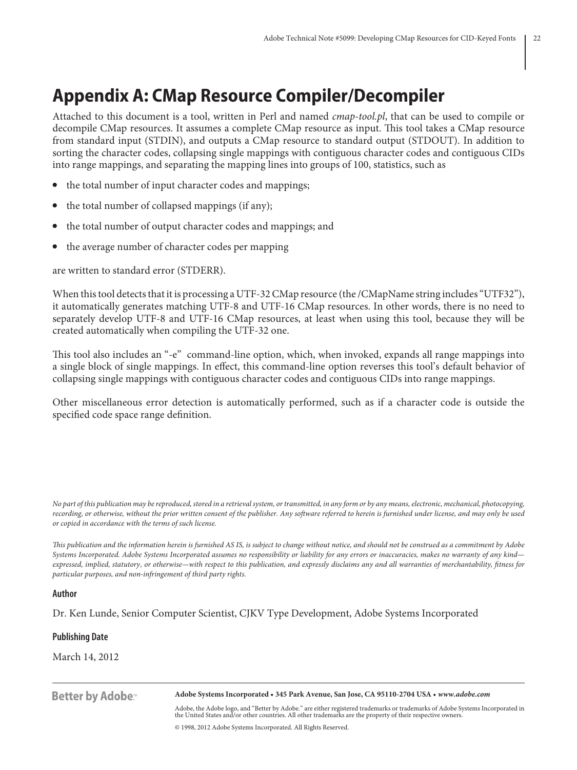# Appendix A: CMap Resource Compiler/Decompiler

Attached to this document is a tool, written in Perl and named *cmap-tool.pl*, that can be used to compile or decompile CMap resources. It assumes a complete CMap resource as input. This tool takes a CMap resource from standard input (STDIN), and outputs a CMap resource to standard output (STDOUT). In addition to sorting the character codes, collapsing single mappings with contiguous character codes and contiguous CIDs into range mappings, and separating the mapping lines into groups of 100, statistics, such as

- the total number of input character codes and mappings;
- the total number of collapsed mappings (if any);
- the total number of output character codes and mappings; and
- the average number of character codes per mapping

are written to standard error (STDERR).

When this tool detects that it is processing a UTF-32 CMap resource (the /CMapName string includes "UTF32"), it automatically generates matching UTF-8 and UTF-16 CMap resources. In other words, there is no need to separately develop UTF-8 and UTF-16 CMap resources, at least when using this tool, because they will be created automatically when compiling the UTF-32 one.

This tool also includes an "-e" command-line option, which, when invoked, expands all range mappings into a single block of single mappings. In effect, this command-line option reverses this tool's default behavior of collapsing single mappings with contiguous character codes and contiguous CIDs into range mappings.

Other miscellaneous error detection is automatically performed, such as if a character code is outside the specified code space range definition.

*No part of this publication may be reproduced, stored in a retrieval system, or transmitted, in any form or by any means, electronic, mechanical, photocopying, recording, or otherwise, without the prior written consent of the publisher. Any software referred to herein is furnished under license, and may only be used or copied in accordance with the terms of such license.*

*This publication and the information herein is furnished AS IS, is subject to change without notice, and should not be construed as a commitment by Adobe Systems Incorporated. Adobe Systems Incorporated assumes no responsibility or liability for any errors or inaccuracies, makes no warranty of any kind—expressed, implied, statutory, or otherwise—with respect to this publication, and expressly disclaims any and all warranties of merchantability, fitness for particular purposes, and non-infringement of third party rights.*

**Author**

Dr. Ken Lunde, Senior Computer Scientist, CJKV Type Development, Adobe Systems Incorporated

**Publishing Date**

March 14, 2012

Better by Adobe.™

**Adobe Systems Incorporated • 345 Park Avenue, San Jose, CA 95110-2704 USA • *www.adobe.com***

Adobe, the Adobe logo, and "Better by Adobe." are either registered trademarks or trademarks of Adobe Systems Incorporated in the United States and/or other countries. All other trademarks are the property of their respective owners.

© 1998, 2012 Adobe Systems Incorporated. All Rights Reserved.